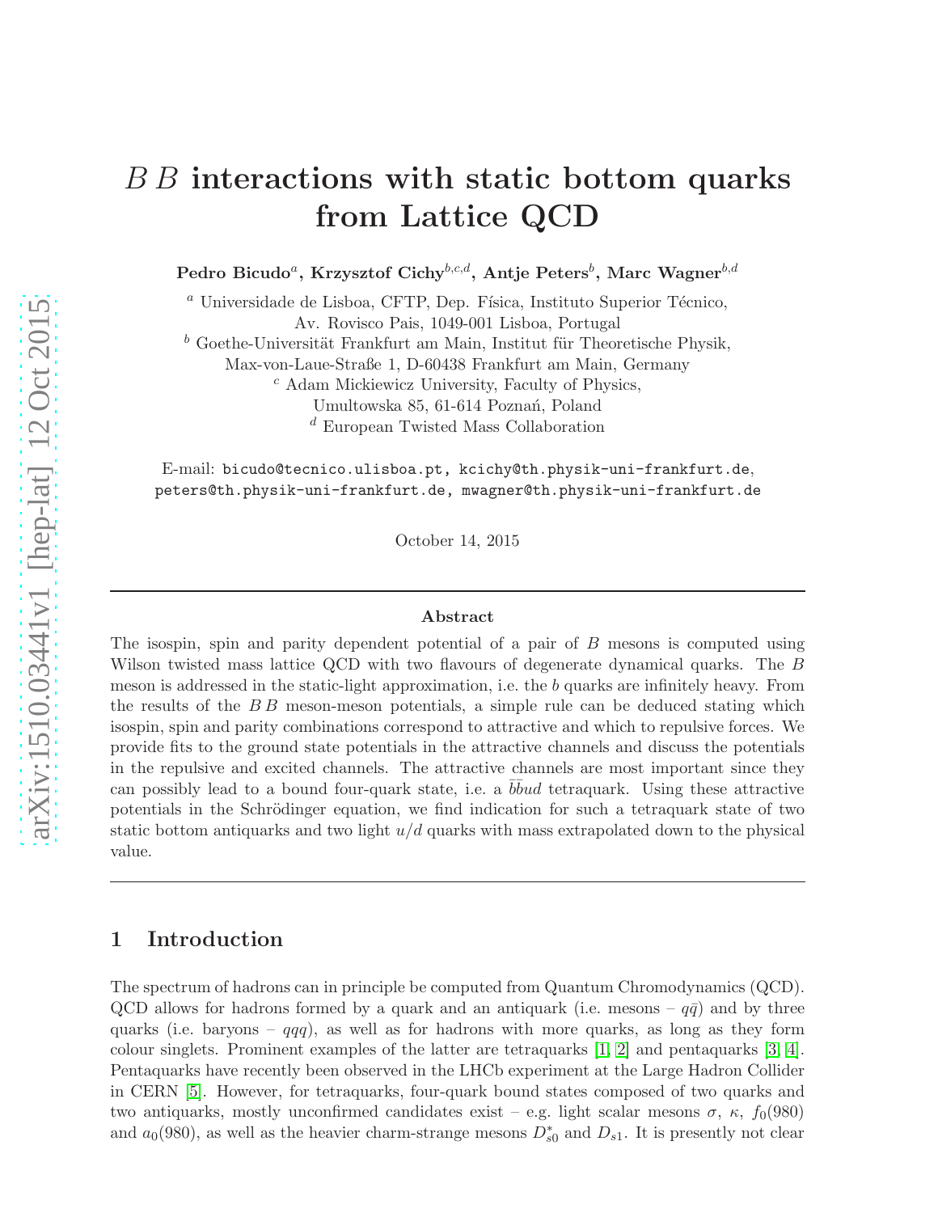# $B\,B$ interactions with static bottom quarks from Lattice QCD

**Pedro Bicudo**[a], **Krzysztof Cichy**[b,c,d], **Antje Peters**[b], **Marc Wagner**[b,d]

[a] Universidade de Lisboa, CFTP, Dep. Física, Instituto Superior Técnico, Av. Rovisco Pais, 1049-001 Lisboa, Portugal

[b] Goethe-Universität Frankfurt am Main, Institut für Theoretische Physik, Max-von-Laue-Straße 1, D-60438 Frankfurt am Main, Germany

[c] Adam Mickiewicz University, Faculty of Physics, Umultowska 85, 61-614 Poznań, Poland

[d] European Twisted Mass Collaboration

E-mail: bicudo@tecnico.ulisboa.pt, kcichy@th.physik-uni-frankfurt.de, peters@th.physik-uni-frankfurt.de, mwagner@th.physik-uni-frankfurt.de

October 14, 2015

### Abstract

The isospin, spin and parity dependent potential of a pair of $B$ mesons is computed using Wilson twisted mass lattice QCD with two flavours of degenerate dynamical quarks. The $B$ meson is addressed in the static-light approximation, i.e. the $b$ quarks are infinitely heavy. From the results of the $B\,B$ meson-meson potentials, a simple rule can be deduced stating which isospin, spin and parity combinations correspond to attractive and which to repulsive forces. We provide fits to the ground state potentials in the attractive channels and discuss the potentials in the repulsive and excited channels. The attractive channels are most important since they can possibly lead to a bound four-quark state, i.e. a $\bar{b}\bar{b}ud$ tetraquark. Using these attractive potentials in the Schrödinger equation, we find indication for such a tetraquark state of two static bottom antiquarks and two light $u/d$ quarks with mass extrapolated down to the physical value.

## 1 Introduction

The spectrum of hadrons can in principle be computed from Quantum Chromodynamics (QCD). QCD allows for hadrons formed by a quark and an antiquark (i.e. mesons – $q\bar{q}$) and by three quarks (i.e. baryons – $qqq$), as well as for hadrons with more quarks, as long as they form colour singlets. Prominent examples of the latter are tetraquarks [1, 2] and pentaquarks [3, 4]. Pentaquarks have recently been observed in the LHCb experiment at the Large Hadron Collider in CERN [5]. However, for tetraquarks, four-quark bound states composed of two quarks and two antiquarks, mostly unconfirmed candidates exist – e.g. light scalar mesons $\sigma$, $\kappa$, $f_0(980)$ and $a_0(980)$, as well as the heavier charm-strange mesons $D^*_{s0}$ and $D_{s1}$. It is presently not clear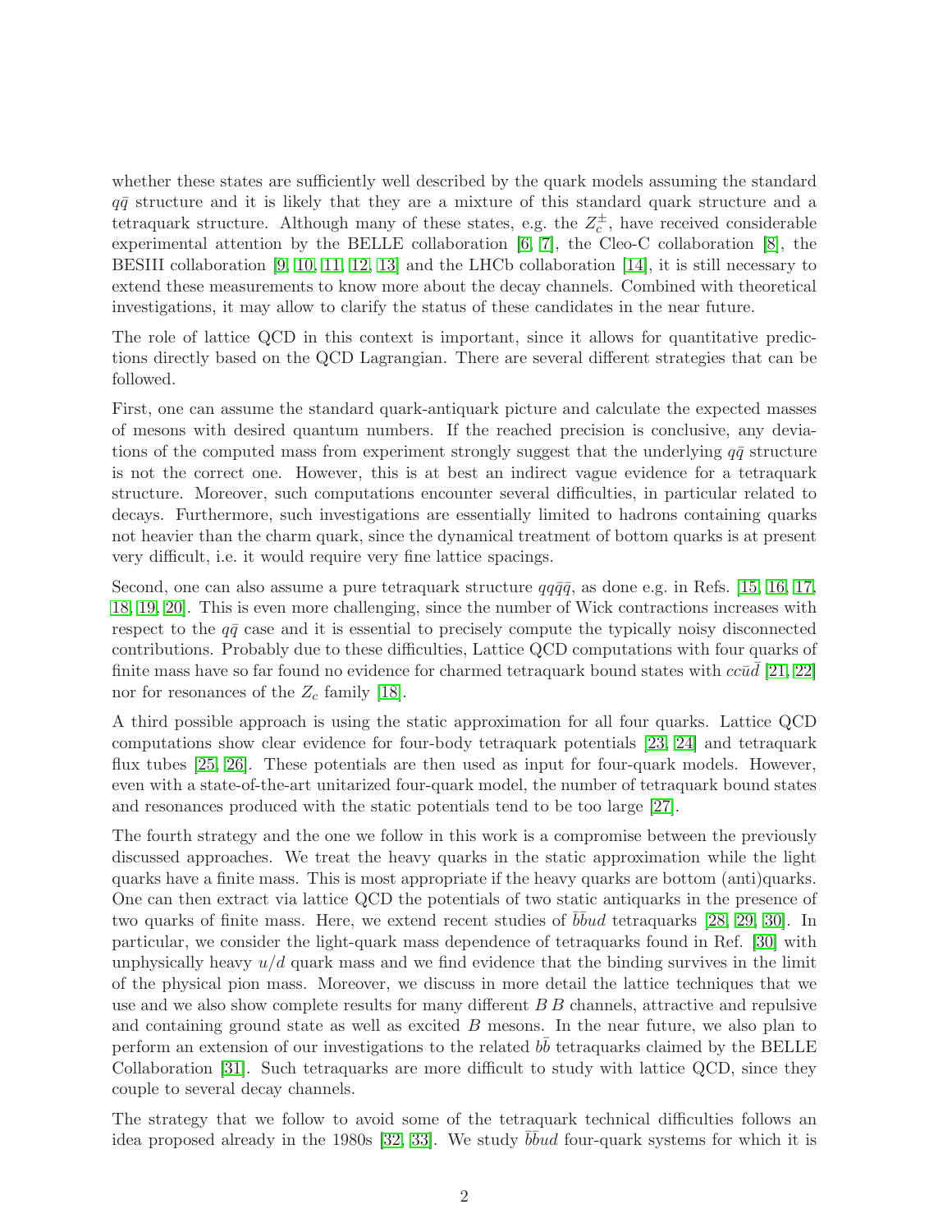whether these states are sufficiently well described by the quark models assuming the standard $q\bar{q}$ structure and it is likely that they are a mixture of this standard quark structure and a tetraquark structure. Although many of these states, e.g. the $Z_c^{\pm}$, have received considerable experimental attention by the BELLE collaboration [6, 7], the Cleo-C collaboration [8], the BESIII collaboration [9, 10, 11, 12, 13] and the LHCb collaboration [14], it is still necessary to extend these measurements to know more about the decay channels. Combined with theoretical investigations, it may allow to clarify the status of these candidates in the near future.

The role of lattice QCD in this context is important, since it allows for quantitative predictions directly based on the QCD Lagrangian. There are several different strategies that can be followed.

First, one can assume the standard quark-antiquark picture and calculate the expected masses of mesons with desired quantum numbers. If the reached precision is conclusive, any deviations of the computed mass from experiment strongly suggest that the underlying $q\bar{q}$ structure is not the correct one. However, this is at best an indirect vague evidence for a tetraquark structure. Moreover, such computations encounter several difficulties, in particular related to decays. Furthermore, such investigations are essentially limited to hadrons containing quarks not heavier than the charm quark, since the dynamical treatment of bottom quarks is at present very difficult, i.e. it would require very fine lattice spacings.

Second, one can also assume a pure tetraquark structure $qq\bar{q}\bar{q}$, as done e.g. in Refs. [15, 16, 17, 18, 19, 20]. This is even more challenging, since the number of Wick contractions increases with respect to the $q\bar{q}$ case and it is essential to precisely compute the typically noisy disconnected contributions. Probably due to these difficulties, Lattice QCD computations with four quarks of finite mass have so far found no evidence for charmed tetraquark bound states with $cc\bar{u}\bar{d}$ [21, 22] nor for resonances of the $Z_c$ family [18].

A third possible approach is using the static approximation for all four quarks. Lattice QCD computations show clear evidence for four-body tetraquark potentials [23, 24] and tetraquark flux tubes [25, 26]. These potentials are then used as input for four-quark models. However, even with a state-of-the-art unitarized four-quark model, the number of tetraquark bound states and resonances produced with the static potentials tend to be too large [27].

The fourth strategy and the one we follow in this work is a compromise between the previously discussed approaches. We treat the heavy quarks in the static approximation while the light quarks have a finite mass. This is most appropriate if the heavy quarks are bottom (anti)quarks. One can then extract via lattice QCD the potentials of two static antiquarks in the presence of two quarks of finite mass. Here, we extend recent studies of $\bar{b}\bar{b}ud$ tetraquarks [28, 29, 30]. In particular, we consider the light-quark mass dependence of tetraquarks found in Ref. [30] with unphysically heavy $u/d$ quark mass and we find evidence that the binding survives in the limit of the physical pion mass. Moreover, we discuss in more detail the lattice techniques that we use and we also show complete results for many different $B\,B$ channels, attractive and repulsive and containing ground state as well as excited $B$ mesons. In the near future, we also plan to perform an extension of our investigations to the related $b\bar{b}$ tetraquarks claimed by the BELLE Collaboration [31]. Such tetraquarks are more difficult to study with lattice QCD, since they couple to several decay channels.

The strategy that we follow to avoid some of the tetraquark technical difficulties follows an idea proposed already in the 1980s [32, 33]. We study $\bar{b}\bar{b}ud$ four-quark systems for which it is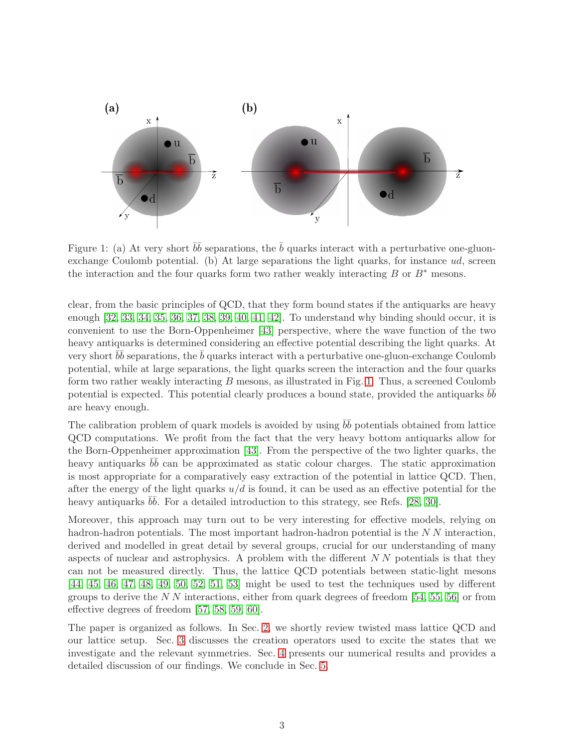Figure 1: (a) At very short $\bar{b}\bar{b}$ separations, the $\bar{b}$ quarks interact with a perturbative one-gluon-exchange Coulomb potential. (b) At large separations the light quarks, for instance $ud$, screen the interaction and the four quarks form two rather weakly interacting $B$ or $B^*$ mesons.

clear, from the basic principles of QCD, that they form bound states if the antiquarks are heavy enough [32, 33, 34, 35, 36, 37, 38, 39, 40, 41, 42]. To understand why binding should occur, it is convenient to use the Born-Oppenheimer [43] perspective, where the wave function of the two heavy antiquarks is determined considering an effective potential describing the light quarks. At very short $\bar{b}\bar{b}$ separations, the $\bar{b}$ quarks interact with a perturbative one-gluon-exchange Coulomb potential, while at large separations, the light quarks screen the interaction and the four quarks form two rather weakly interacting $B$ mesons, as illustrated in Fig. 1. Thus, a screened Coulomb potential is expected. This potential clearly produces a bound state, provided the antiquarks $\bar{b}\bar{b}$ are heavy enough.

The calibration problem of quark models is avoided by using $\bar{b}\bar{b}$ potentials obtained from lattice QCD computations. We profit from the fact that the very heavy bottom antiquarks allow for the Born-Oppenheimer approximation [43]. From the perspective of the two lighter quarks, the heavy antiquarks $\bar{b}\bar{b}$ can be approximated as static colour charges. The static approximation is most appropriate for a comparatively easy extraction of the potential in lattice QCD. Then, after the energy of the light quarks $u/d$ is found, it can be used as an effective potential for the heavy antiquarks $\bar{b}\bar{b}$. For a detailed introduction to this strategy, see Refs. [28, 30].

Moreover, this approach may turn out to be very interesting for effective models, relying on hadron-hadron potentials. The most important hadron-hadron potential is the $N\,N$ interaction, derived and modelled in great detail by several groups, crucial for our understanding of many aspects of nuclear and astrophysics. A problem with the different $N\,N$ potentials is that they can not be measured directly. Thus, the lattice QCD potentials between static-light mesons [44, 45, 46, 47, 48, 49, 50, 52, 51, 53] might be used to test the techniques used by different groups to derive the $N\,N$ interactions, either from quark degrees of freedom [54, 55, 56] or from effective degrees of freedom [57, 58, 59, 60].

The paper is organized as follows. In Sec. 2, we shortly review twisted mass lattice QCD and our lattice setup. Sec. 3 discusses the creation operators used to excite the states that we investigate and the relevant symmetries. Sec. 4 presents our numerical results and provides a detailed discussion of our findings. We conclude in Sec. 5.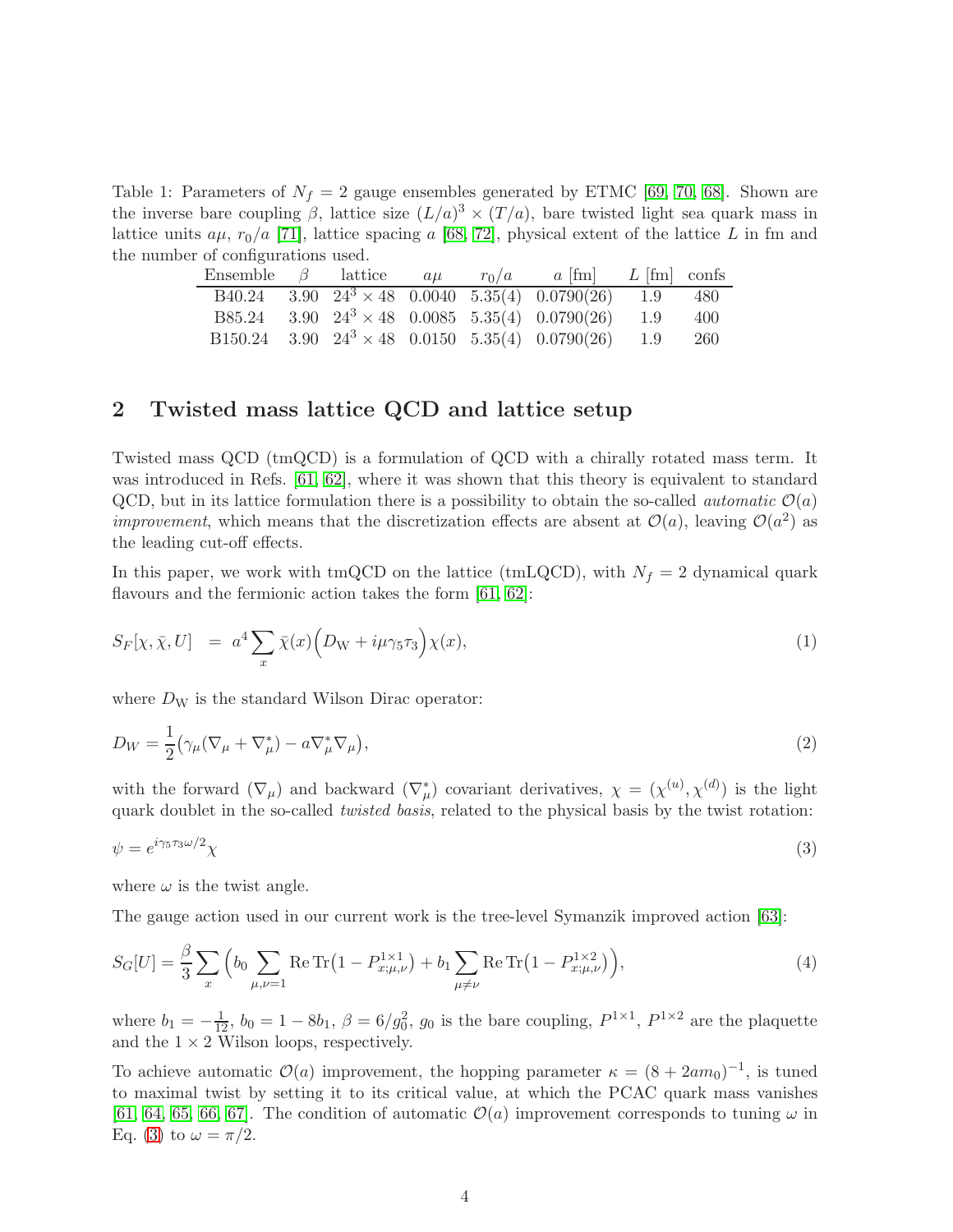Table 1: Parameters of $N_f = 2$ gauge ensembles generated by ETMC [69, 70, 68]. Shown are the inverse bare coupling $\beta$, lattice size $(L/a)^3 \times (T/a)$, bare twisted light sea quark mass in lattice units $a\mu$, $r_0/a$ [71], lattice spacing $a$ [68, 72], physical extent of the lattice $L$ in fm and the number of configurations used.

| Ensemble | $\beta$ | lattice | $a\mu$ | $r_0/a$ | $a$ [fm] | $L$ [fm] | confs |
|---|---|---|---|---|---|---|---|
| B40.24 | 3.90 | $24^3 \times 48$ | 0.0040 | 5.35(4) | 0.0790(26) | 1.9 | 480 |
| B85.24 | 3.90 | $24^3 \times 48$ | 0.0085 | 5.35(4) | 0.0790(26) | 1.9 | 400 |
| B150.24 | 3.90 | $24^3 \times 48$ | 0.0150 | 5.35(4) | 0.0790(26) | 1.9 | 260 |

## 2 Twisted mass lattice QCD and lattice setup

Twisted mass QCD (tmQCD) is a formulation of QCD with a chirally rotated mass term. It was introduced in Refs. [61, 62], where it was shown that this theory is equivalent to standard QCD, but in its lattice formulation there is a possibility to obtain the so-called *automatic $\mathcal{O}(a)$ improvement*, which means that the discretization effects are absent at $\mathcal{O}(a)$, leaving $\mathcal{O}(a^2)$ as the leading cut-off effects.

In this paper, we work with tmQCD on the lattice (tmLQCD), with $N_f = 2$ dynamical quark flavours and the fermionic action takes the form [61, 62]:

$$S_F[\chi, \bar{\chi}, U] \;=\; a^4 \sum_x \bar{\chi}(x)\Big(D_{\mathrm{W}} + i\mu\gamma_5\tau_3\Big)\chi(x), \tag{1}$$

where $D_{\mathrm{W}}$ is the standard Wilson Dirac operator:

$$D_W = \frac{1}{2}\big(\gamma_\mu(\nabla_\mu + \nabla^*_\mu) - a\nabla^*_\mu\nabla_\mu\big), \tag{2}$$

with the forward ($\nabla_\mu$) and backward ($\nabla^*_\mu$) covariant derivatives, $\chi = (\chi^{(u)}, \chi^{(d)})$ is the light quark doublet in the so-called *twisted basis*, related to the physical basis by the twist rotation:

$$\psi = e^{i\gamma_5\tau_3\omega/2}\chi \tag{3}$$

where $\omega$ is the twist angle.

The gauge action used in our current work is the tree-level Symanzik improved action [63]:

$$S_G[U] = \frac{\beta}{3}\sum_x \Big(b_0 \sum_{\mu,\nu=1} \mathrm{Re}\,\mathrm{Tr}\big(1 - P^{1\times1}_{x;\mu,\nu}\big) + b_1 \sum_{\mu\neq\nu} \mathrm{Re}\,\mathrm{Tr}\big(1 - P^{1\times2}_{x;\mu,\nu}\big)\Big), \tag{4}$$

where $b_1 = -\frac{1}{12}$, $b_0 = 1 - 8b_1$, $\beta = 6/g_0^2$, $g_0$ is the bare coupling, $P^{1\times1}$, $P^{1\times2}$ are the plaquette and the $1\times2$ Wilson loops, respectively.

To achieve automatic $\mathcal{O}(a)$ improvement, the hopping parameter $\kappa = (8 + 2am_0)^{-1}$, is tuned to maximal twist by setting it to its critical value, at which the PCAC quark mass vanishes [61, 64, 65, 66, 67]. The condition of automatic $\mathcal{O}(a)$ improvement corresponds to tuning $\omega$ in Eq. (3) to $\omega = \pi/2$.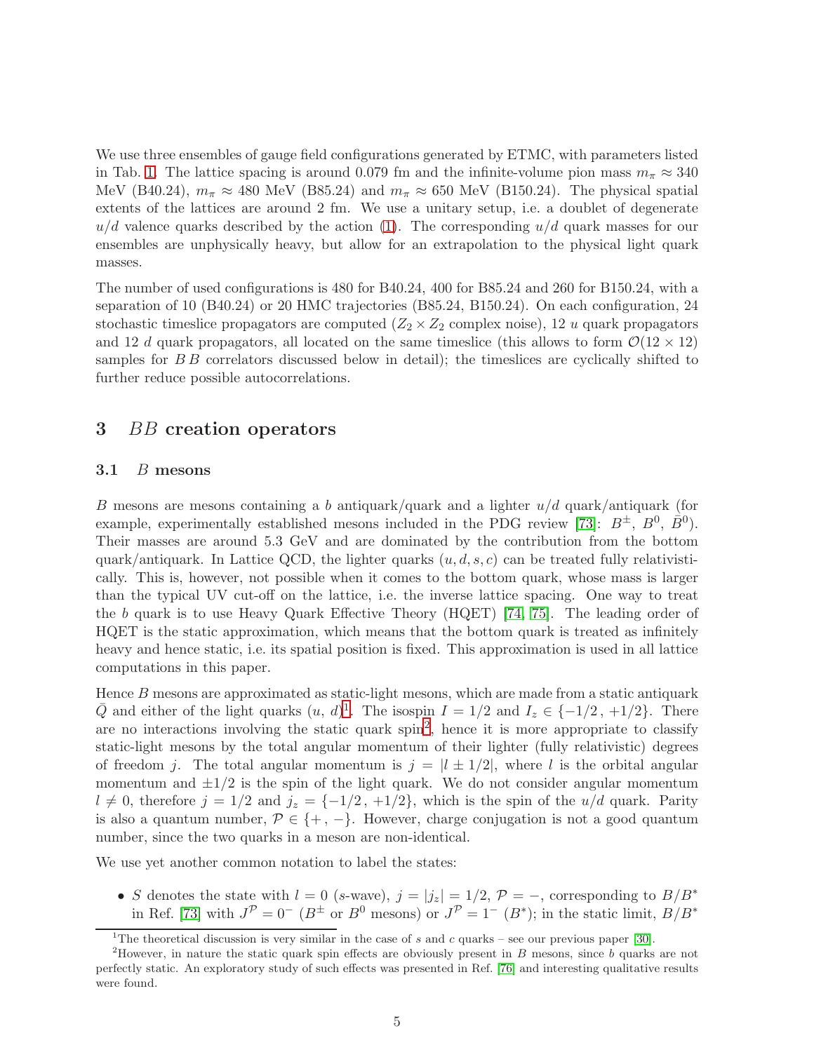We use three ensembles of gauge field configurations generated by ETMC, with parameters listed in Tab. 1. The lattice spacing is around 0.079 fm and the infinite-volume pion mass $m_\pi \approx 340$ MeV (B40.24), $m_\pi \approx 480$ MeV (B85.24) and $m_\pi \approx 650$ MeV (B150.24). The physical spatial extents of the lattices are around 2 fm. We use a unitary setup, i.e. a doublet of degenerate $u/d$ valence quarks described by the action (1). The corresponding $u/d$ quark masses for our ensembles are unphysically heavy, but allow for an extrapolation to the physical light quark masses.

The number of used configurations is 480 for B40.24, 400 for B85.24 and 260 for B150.24, with a separation of 10 (B40.24) or 20 HMC trajectories (B85.24, B150.24). On each configuration, 24 stochastic timeslice propagators are computed ($Z_2 \times Z_2$ complex noise), 12 $u$ quark propagators and 12 $d$ quark propagators, all located on the same timeslice (this allows to form $\mathcal{O}(12 \times 12)$ samples for $B\,B$ correlators discussed below in detail); the timeslices are cyclically shifted to further reduce possible autocorrelations.

## 3 $BB$ creation operators

### 3.1 $B$ mesons

$B$ mesons are mesons containing a $b$ antiquark/quark and a lighter $u/d$ quark/antiquark (for example, experimentally established mesons included in the PDG review [73]: $B^\pm$, $B^0$, $\bar{B}^0$). Their masses are around 5.3 GeV and are dominated by the contribution from the bottom quark/antiquark. In Lattice QCD, the lighter quarks ($u, d, s, c$) can be treated fully relativistically. This is, however, not possible when it comes to the bottom quark, whose mass is larger than the typical UV cut-off on the lattice, i.e. the inverse lattice spacing. One way to treat the $b$ quark is to use Heavy Quark Effective Theory (HQET) [74, 75]. The leading order of HQET is the static approximation, which means that the bottom quark is treated as infinitely heavy and hence static, i.e. its spatial position is fixed. This approximation is used in all lattice computations in this paper.

Hence $B$ mesons are approximated as static-light mesons, which are made from a static antiquark $\bar{Q}$ and either of the light quarks ($u$, $d$)[1]. The isospin $I = 1/2$ and $I_z \in \{-1/2\,, +1/2\}$. There are no interactions involving the static quark spin[2], hence it is more appropriate to classify static-light mesons by the total angular momentum of their lighter (fully relativistic) degrees of freedom $j$. The total angular momentum is $j = |l \pm 1/2|$, where $l$ is the orbital angular momentum and $\pm 1/2$ is the spin of the light quark. We do not consider angular momentum $l \neq 0$, therefore $j = 1/2$ and $j_z = \{-1/2\,, +1/2\}$, which is the spin of the $u/d$ quark. Parity is also a quantum number, $\mathcal{P} \in \{+\,, -\}$. However, charge conjugation is not a good quantum number, since the two quarks in a meson are non-identical.

We use yet another common notation to label the states:

- $S$ denotes the state with $l = 0$ ($s$-wave), $j = |j_z| = 1/2$, $\mathcal{P} = -$, corresponding to $B/B^*$ in Ref. [73] with $J^\mathcal{P} = 0^-$ ($B^\pm$ or $B^0$ mesons) or $J^\mathcal{P} = 1^-$ ($B^*$); in the static limit, $B/B^*$

[1] The theoretical discussion is very similar in the case of $s$ and $c$ quarks – see our previous paper [30].

[2] However, in nature the static quark spin effects are obviously present in $B$ mesons, since $b$ quarks are not perfectly static. An exploratory study of such effects was presented in Ref. [76] and interesting qualitative results were found.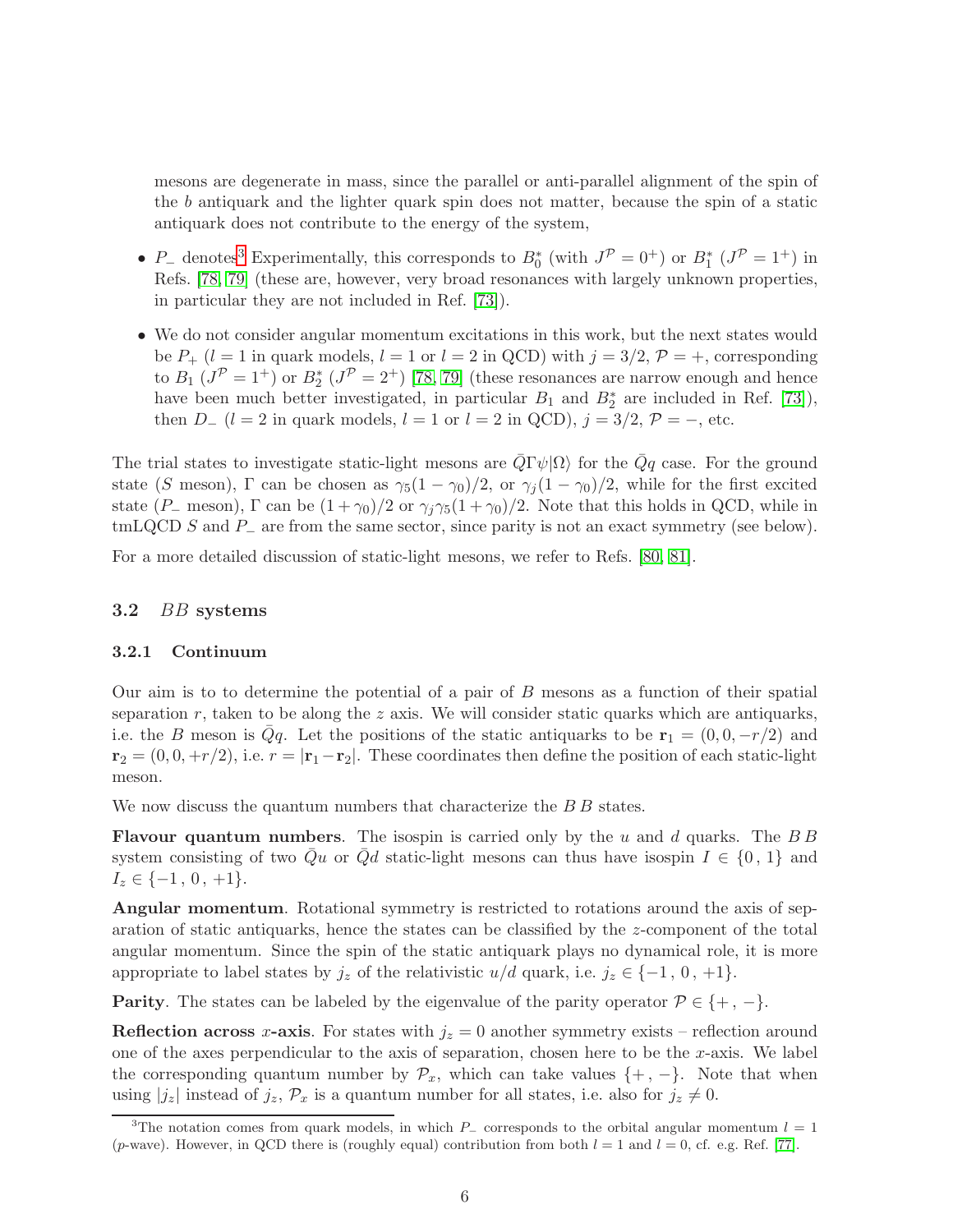mesons are degenerate in mass, since the parallel or anti-parallel alignment of the spin of the $b$ antiquark and the lighter quark spin does not matter, because the spin of a static antiquark does not contribute to the energy of the system,

- $P_-$ denotes[3] Experimentally, this corresponds to $B_0^*$ (with $J^{\mathcal{P}} = 0^+$) or $B_1^*$ ($J^{\mathcal{P}} = 1^+$) in Refs. [78, 79] (these are, however, very broad resonances with largely unknown properties, in particular they are not included in Ref. [73]).
- We do not consider angular momentum excitations in this work, but the next states would be $P_+$ ($l = 1$ in quark models, $l = 1$ or $l = 2$ in QCD) with $j = 3/2$, $\mathcal{P} = +$, corresponding to $B_1$ ($J^{\mathcal{P}} = 1^+$) or $B_2^*$ ($J^{\mathcal{P}} = 2^+$) [78, 79] (these resonances are narrow enough and hence have been much better investigated, in particular $B_1$ and $B_2^*$ are included in Ref. [73]), then $D_-$ ($l = 2$ in quark models, $l = 1$ or $l = 2$ in QCD), $j = 3/2$, $\mathcal{P} = -$, etc.

The trial states to investigate static-light mesons are $\bar{Q}\Gamma\psi|\Omega\rangle$ for the $\bar{Q}q$ case. For the ground state ($S$ meson), $\Gamma$ can be chosen as $\gamma_5(1-\gamma_0)/2$, or $\gamma_j(1-\gamma_0)/2$, while for the first excited state ($P_-$ meson), $\Gamma$ can be $(1+\gamma_0)/2$ or $\gamma_j\gamma_5(1+\gamma_0)/2$. Note that this holds in QCD, while in tmLQCD $S$ and $P_-$ are from the same sector, since parity is not an exact symmetry (see below).

For a more detailed discussion of static-light mesons, we refer to Refs. [80, 81].

### 3.2 $BB$ systems

#### 3.2.1 Continuum

Our aim is to to determine the potential of a pair of $B$ mesons as a function of their spatial separation $r$, taken to be along the $z$ axis. We will consider static quarks which are antiquarks, i.e. the $B$ meson is $\bar{Q}q$. Let the positions of the static antiquarks to be $\mathbf{r}_1 = (0, 0, -r/2)$ and $\mathbf{r}_2 = (0, 0, +r/2)$, i.e. $r = |\mathbf{r}_1 - \mathbf{r}_2|$. These coordinates then define the position of each static-light meson.

We now discuss the quantum numbers that characterize the $B\,B$ states.

**Flavour quantum numbers**. The isospin is carried only by the $u$ and $d$ quarks. The $B\,B$ system consisting of two $\bar{Q}u$ or $\bar{Q}d$ static-light mesons can thus have isospin $I \in \{0\,,\,1\}$ and $I_z \in \{-1\,,\,0\,,\,+1\}$.

**Angular momentum**. Rotational symmetry is restricted to rotations around the axis of separation of static antiquarks, hence the states can be classified by the $z$-component of the total angular momentum. Since the spin of the static antiquark plays no dynamical role, it is more appropriate to label states by $j_z$ of the relativistic $u/d$ quark, i.e. $j_z \in \{-1\,,\,0\,,\,+1\}$.

**Parity**. The states can be labeled by the eigenvalue of the parity operator $\mathcal{P} \in \{+\,,\,-\}$.

**Reflection across $x$-axis**. For states with $j_z = 0$ another symmetry exists – reflection around one of the axes perpendicular to the axis of separation, chosen here to be the $x$-axis. We label the corresponding quantum number by $\mathcal{P}_x$, which can take values $\{+,-\}$. Note that when using $|j_z|$ instead of $j_z$, $\mathcal{P}_x$ is a quantum number for all states, i.e. also for $j_z \neq 0$.

---

[3] The notation comes from quark models, in which $P_-$ corresponds to the orbital angular momentum $l = 1$ ($p$-wave). However, in QCD there is (roughly equal) contribution from both $l = 1$ and $l = 0$, cf. e.g. Ref. [77].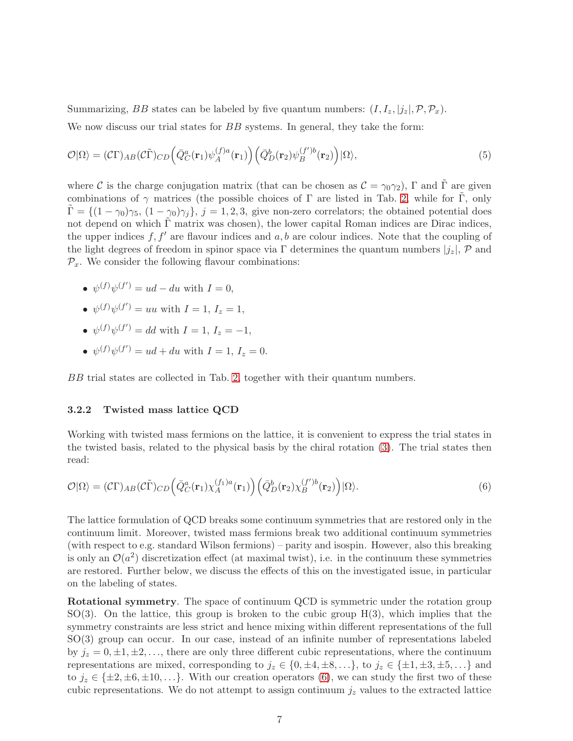Summarizing, $BB$ states can be labeled by five quantum numbers: $(I, I_z, |j_z|, \mathcal{P}, \mathcal{P}_x)$.

We now discuss our trial states for $BB$ systems. In general, they take the form:

$$\mathcal{O}|\Omega\rangle = (\mathcal{C}\Gamma)_{AB}(\mathcal{C}\tilde{\Gamma})_{CD}\Big(\bar{Q}^a_C(\mathbf{r}_1)\psi^{(f)a}_A(\mathbf{r}_1)\Big)\Big(\bar{Q}^b_D(\mathbf{r}_2)\psi^{(f')b}_B(\mathbf{r}_2)\Big)|\Omega\rangle, \tag{5}$$

where $\mathcal{C}$ is the charge conjugation matrix (that can be chosen as $\mathcal{C} = \gamma_0\gamma_2$), $\Gamma$ and $\tilde{\Gamma}$ are given combinations of $\gamma$ matrices (the possible choices of $\Gamma$ are listed in Tab. 2, while for $\tilde{\Gamma}$, only $\tilde{\Gamma} = \{(1-\gamma_0)\gamma_5,\, (1-\gamma_0)\gamma_j\}$, $j = 1,2,3$, give non-zero correlators; the obtained potential does not depend on which $\tilde{\Gamma}$ matrix was chosen), the lower capital Roman indices are Dirac indices, the upper indices $f, f'$ are flavour indices and $a, b$ are colour indices. Note that the coupling of the light degrees of freedom in spinor space via $\Gamma$ determines the quantum numbers $|j_z|$, $\mathcal{P}$ and $\mathcal{P}_x$. We consider the following flavour combinations:

- $\psi^{(f)}\psi^{(f')} = ud - du$ with $I = 0$,
- $\psi^{(f)}\psi^{(f')} = uu$ with $I = 1$, $I_z = 1$,
- $\psi^{(f)}\psi^{(f')} = dd$ with $I = 1$, $I_z = -1$,
- $\psi^{(f)}\psi^{(f')} = ud + du$ with $I = 1$, $I_z = 0$.

$BB$ trial states are collected in Tab. 2, together with their quantum numbers.

### 3.2.2 Twisted mass lattice QCD

Working with twisted mass fermions on the lattice, it is convenient to express the trial states in the twisted basis, related to the physical basis by the chiral rotation (3). The trial states then read:

$$\mathcal{O}|\Omega\rangle = (\mathcal{C}\Gamma)_{AB}(\mathcal{C}\tilde{\Gamma})_{CD}\Big(\bar{Q}^a_C(\mathbf{r}_1)\chi^{(f_1)a}_A(\mathbf{r}_1)\Big)\Big(\bar{Q}^b_D(\mathbf{r}_2)\chi^{(f')b}_B(\mathbf{r}_2)\Big)|\Omega\rangle. \tag{6}$$

The lattice formulation of QCD breaks some continuum symmetries that are restored only in the continuum limit. Moreover, twisted mass fermions break two additional continuum symmetries (with respect to e.g. standard Wilson fermions) – parity and isospin. However, also this breaking is only an $\mathcal{O}(a^2)$ discretization effect (at maximal twist), i.e. in the continuum these symmetries are restored. Further below, we discuss the effects of this on the investigated issue, in particular on the labeling of states.

**Rotational symmetry**. The space of continuum QCD is symmetric under the rotation group SO(3). On the lattice, this group is broken to the cubic group H(3), which implies that the symmetry constraints are less strict and hence mixing within different representations of the full SO(3) group can occur. In our case, instead of an infinite number of representations labeled by $j_z = 0, \pm 1, \pm 2, \ldots$, there are only three different cubic representations, where the continuum representations are mixed, corresponding to $j_z \in \{0, \pm 4, \pm 8, \ldots\}$, to $j_z \in \{\pm 1, \pm 3, \pm 5, \ldots\}$ and to $j_z \in \{\pm 2, \pm 6, \pm 10, \ldots\}$. With our creation operators (6), we can study the first two of these cubic representations. We do not attempt to assign continuum $j_z$ values to the extracted lattice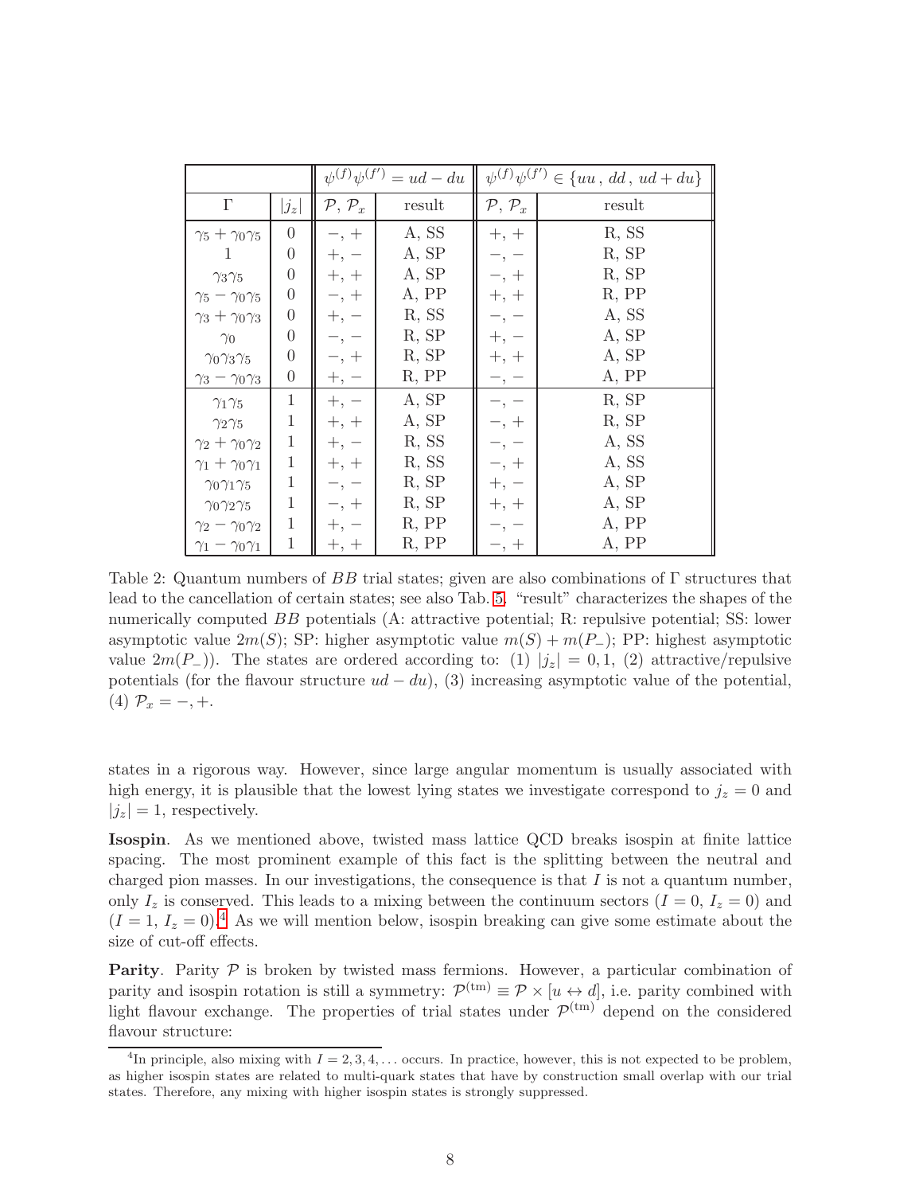| | | $\psi^{(f)}\psi^{(f')} = ud - du$ | | $\psi^{(f)}\psi^{(f')} \in \{uu\,,\, dd\,,\, ud + du\}$ | |
|---|---|---|---|---|---|
| $\Gamma$ | $\lvert j_z \rvert$ | $\mathcal{P}$, $\mathcal{P}_x$ | result | $\mathcal{P}$, $\mathcal{P}_x$ | result |
| $\gamma_5 + \gamma_0\gamma_5$ | 0 | $-, +$ | A, SS | $+, +$ | R, SS |
| $1$ | 0 | $+, -$ | A, SP | $-, -$ | R, SP |
| $\gamma_3\gamma_5$ | 0 | $+, +$ | A, SP | $-, +$ | R, SP |
| $\gamma_5 - \gamma_0\gamma_5$ | 0 | $-, +$ | A, PP | $+, +$ | R, PP |
| $\gamma_3 + \gamma_0\gamma_3$ | 0 | $+, -$ | R, SS | $-, -$ | A, SS |
| $\gamma_0$ | 0 | $-, -$ | R, SP | $+, -$ | A, SP |
| $\gamma_0\gamma_3\gamma_5$ | 0 | $-, +$ | R, SP | $+, +$ | A, SP |
| $\gamma_3 - \gamma_0\gamma_3$ | 0 | $+, -$ | R, PP | $-, -$ | A, PP |
| $\gamma_1\gamma_5$ | 1 | $+, -$ | A, SP | $-, -$ | R, SP |
| $\gamma_2\gamma_5$ | 1 | $+, +$ | A, SP | $-, +$ | R, SP |
| $\gamma_2 + \gamma_0\gamma_2$ | 1 | $+, -$ | R, SS | $-, -$ | A, SS |
| $\gamma_1 + \gamma_0\gamma_1$ | 1 | $+, +$ | R, SS | $-, +$ | A, SS |
| $\gamma_0\gamma_1\gamma_5$ | 1 | $-, -$ | R, SP | $+, -$ | A, SP |
| $\gamma_0\gamma_2\gamma_5$ | 1 | $-, +$ | R, SP | $+, +$ | A, SP |
| $\gamma_2 - \gamma_0\gamma_2$ | 1 | $+, -$ | R, PP | $-, -$ | A, PP |
| $\gamma_1 - \gamma_0\gamma_1$ | 1 | $+, +$ | R, PP | $-, +$ | A, PP |

Table 2: Quantum numbers of $BB$ trial states; given are also combinations of $\Gamma$ structures that lead to the cancellation of certain states; see also Tab. 5. "result" characterizes the shapes of the numerically computed $BB$ potentials (A: attractive potential; R: repulsive potential; SS: lower asymptotic value $2m(S)$; SP: higher asymptotic value $m(S) + m(P_-)$; PP: highest asymptotic value $2m(P_-)$). The states are ordered according to: (1) $|j_z| = 0, 1$, (2) attractive/repulsive potentials (for the flavour structure $ud - du$), (3) increasing asymptotic value of the potential, (4) $\mathcal{P}_x = -, +$.

states in a rigorous way. However, since large angular momentum is usually associated with high energy, it is plausible that the lowest lying states we investigate correspond to $j_z = 0$ and $|j_z| = 1$, respectively.

**Isospin**. As we mentioned above, twisted mass lattice QCD breaks isospin at finite lattice spacing. The most prominent example of this fact is the splitting between the neutral and charged pion masses. In our investigations, the consequence is that $I$ is not a quantum number, only $I_z$ is conserved. This leads to a mixing between the continuum sectors ($I = 0$, $I_z = 0$) and ($I = 1$, $I_z = 0$).[4] As we will mention below, isospin breaking can give some estimate about the size of cut-off effects.

**Parity**. Parity $\mathcal{P}$ is broken by twisted mass fermions. However, a particular combination of parity and isospin rotation is still a symmetry: $\mathcal{P}^{(\mathrm{tm})} \equiv \mathcal{P} \times [u \leftrightarrow d]$, i.e. parity combined with light flavour exchange. The properties of trial states under $\mathcal{P}^{(\mathrm{tm})}$ depend on the considered flavour structure:

[4] In principle, also mixing with $I = 2, 3, 4, \ldots$ occurs. In practice, however, this is not expected to be problem, as higher isospin states are related to multi-quark states that have by construction small overlap with our trial states. Therefore, any mixing with higher isospin states is strongly suppressed.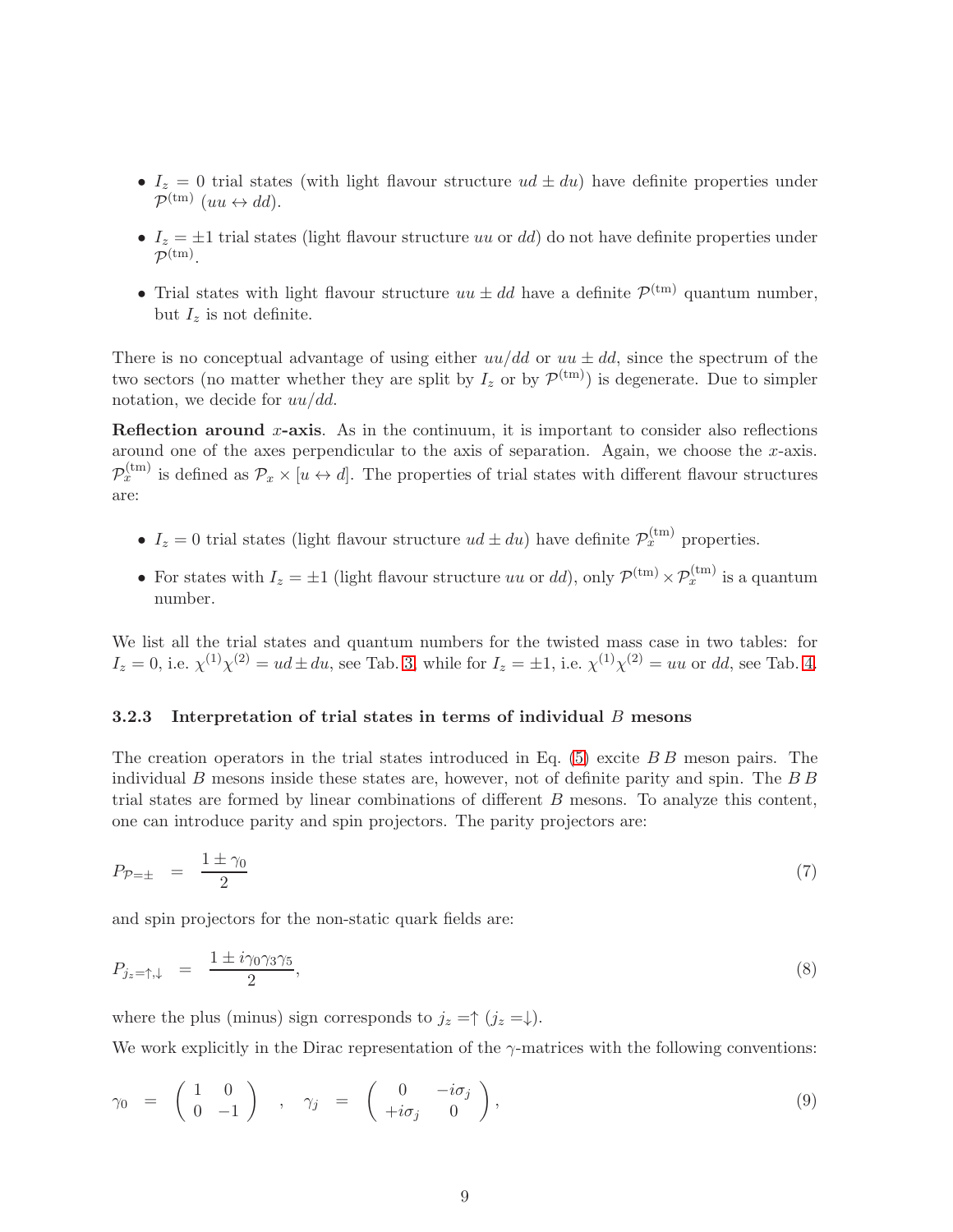- $I_z = 0$ trial states (with light flavour structure $ud \pm du$) have definite properties under $\mathcal{P}^{(\mathrm{tm})}$ ($uu \leftrightarrow dd$).
- $I_z = \pm 1$ trial states (light flavour structure $uu$ or $dd$) do not have definite properties under $\mathcal{P}^{(\mathrm{tm})}$.
- Trial states with light flavour structure $uu \pm dd$ have a definite $\mathcal{P}^{(\mathrm{tm})}$ quantum number, but $I_z$ is not definite.

There is no conceptual advantage of using either $uu/dd$ or $uu \pm dd$, since the spectrum of the two sectors (no matter whether they are split by $I_z$ or by $\mathcal{P}^{(\mathrm{tm})}$) is degenerate. Due to simpler notation, we decide for $uu/dd$.

**Reflection around $x$-axis**. As in the continuum, it is important to consider also reflections around one of the axes perpendicular to the axis of separation. Again, we choose the $x$-axis. $\mathcal{P}_x^{(\mathrm{tm})}$ is defined as $\mathcal{P}_x \times [u \leftrightarrow d]$. The properties of trial states with different flavour structures are:

- $I_z = 0$ trial states (light flavour structure $ud \pm du$) have definite $\mathcal{P}_x^{(\mathrm{tm})}$ properties.
- For states with $I_z = \pm 1$ (light flavour structure $uu$ or $dd$), only $\mathcal{P}^{(\mathrm{tm})} \times \mathcal{P}_x^{(\mathrm{tm})}$ is a quantum number.

We list all the trial states and quantum numbers for the twisted mass case in two tables: for $I_z = 0$, i.e. $\chi^{(1)}\chi^{(2)} = ud \pm du$, see Tab. 3, while for $I_z = \pm 1$, i.e. $\chi^{(1)}\chi^{(2)} = uu$ or $dd$, see Tab. 4.

### 3.2.3 Interpretation of trial states in terms of individual $B$ mesons

The creation operators in the trial states introduced in Eq. (5) excite $B\,B$ meson pairs. The individual $B$ mesons inside these states are, however, not of definite parity and spin. The $B\,B$ trial states are formed by linear combinations of different $B$ mesons. To analyze this content, one can introduce parity and spin projectors. The parity projectors are:

$$P_{\mathcal{P}=\pm} \quad = \quad \frac{1 \pm \gamma_0}{2} \tag{7}$$

and spin projectors for the non-static quark fields are:

$$P_{j_z=\uparrow,\downarrow} \quad = \quad \frac{1 \pm i\gamma_0\gamma_3\gamma_5}{2}, \tag{8}$$

where the plus (minus) sign corresponds to $j_z = \uparrow$ ($j_z = \downarrow$).

We work explicitly in the Dirac representation of the $\gamma$-matrices with the following conventions:

$$\gamma_0 \quad = \quad \begin{pmatrix} 1 & 0 \\ 0 & -1 \end{pmatrix} \quad , \quad \gamma_j \quad = \quad \begin{pmatrix} 0 & -i\sigma_j \\ +i\sigma_j & 0 \end{pmatrix}, \tag{9}$$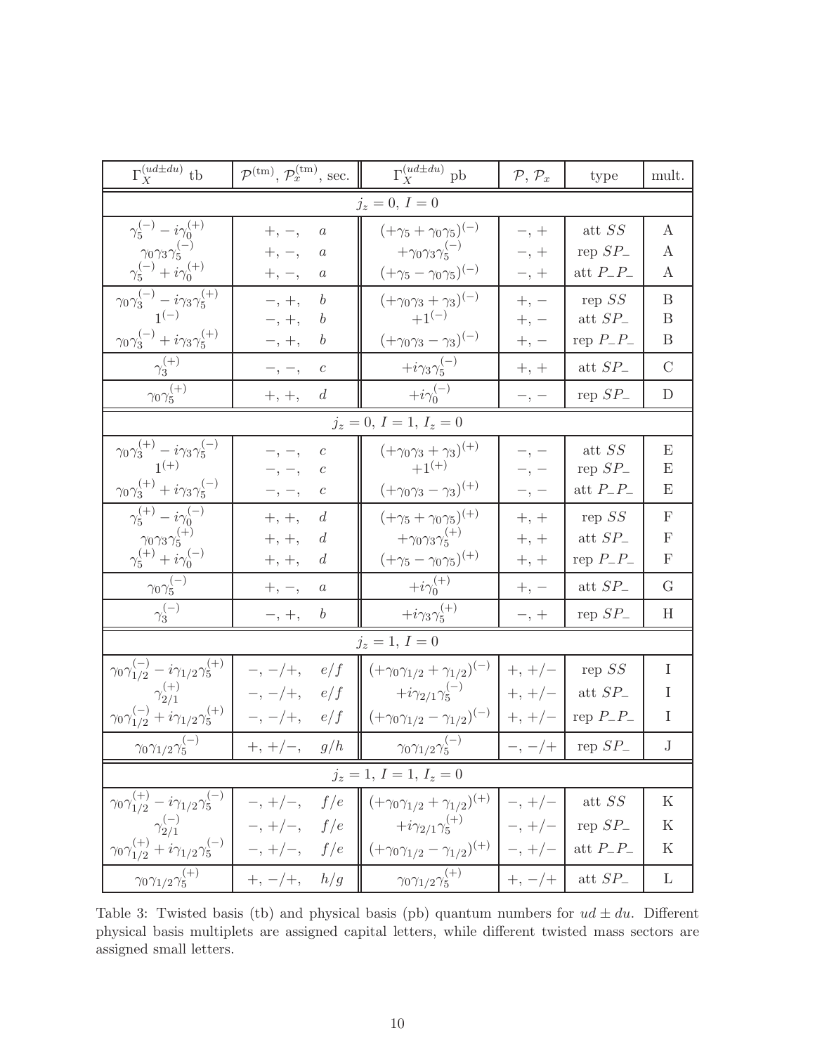| $\Gamma_X^{(ud\pm du)}$ tb | $\mathcal{P}^{(\mathrm{tm})}$, $\mathcal{P}_x^{(\mathrm{tm})}$, sec. | $\Gamma_X^{(ud\pm du)}$ pb | $\mathcal{P}$, $\mathcal{P}_x$ | type | mult. |
|---|---|---|---|---|---|
| $j_z = 0$, $I = 0$ | | | | | |
| $\gamma_5^{(-)} - i\gamma_0^{(+)}$ | $+, -,$ $a$ | $(+\gamma_5 + \gamma_0\gamma_5)^{(-)}$ | $-, +$ | att $SS$ | A |
| $\gamma_0\gamma_3\gamma_5^{(-)}$ | $+, -,$ $a$ | $+\gamma_0\gamma_3\gamma_5^{(-)}$ | $-, +$ | rep $SP_-$ | A |
| $\gamma_5^{(-)} + i\gamma_0^{(+)}$ | $+, -,$ $a$ | $(+\gamma_5 - \gamma_0\gamma_5)^{(-)}$ | $-, +$ | att $P_-P_-$ | A |
| $\gamma_0\gamma_3^{(-)} - i\gamma_3\gamma_5^{(+)}$ | $-, +,$ $b$ | $(+\gamma_0\gamma_3 + \gamma_3)^{(-)}$ | $+, -$ | rep $SS$ | B |
| $1^{(-)}$ | $-, +,$ $b$ | $+1^{(-)}$ | $+, -$ | att $SP_-$ | B |
| $\gamma_0\gamma_3^{(-)} + i\gamma_3\gamma_5^{(+)}$ | $-, +,$ $b$ | $(+\gamma_0\gamma_3 - \gamma_3)^{(-)}$ | $+, -$ | rep $P_-P_-$ | B |
| $\gamma_3^{(+)}$ | $-, -,$ $c$ | $+i\gamma_3\gamma_5^{(-)}$ | $+, +$ | att $SP_-$ | C |
| $\gamma_0\gamma_5^{(+)}$ | $+, +,$ $d$ | $+i\gamma_0^{(-)}$ | $-, -$ | rep $SP_-$ | D |
| $j_z = 0$, $I = 1$, $I_z = 0$ | | | | | |
| $\gamma_0\gamma_3^{(+)} - i\gamma_3\gamma_5^{(-)}$ | $-, -,$ $c$ | $(+\gamma_0\gamma_3 + \gamma_3)^{(+)}$ | $-, -$ | att $SS$ | E |
| $1^{(+)}$ | $-, -,$ $c$ | $+1^{(+)}$ | $-, -$ | rep $SP_-$ | E |
| $\gamma_0\gamma_3^{(+)} + i\gamma_3\gamma_5^{(-)}$ | $-, -,$ $c$ | $(+\gamma_0\gamma_3 - \gamma_3)^{(+)}$ | $-, -$ | att $P_-P_-$ | E |
| $\gamma_5^{(+)} - i\gamma_0^{(-)}$ | $+, +,$ $d$ | $(+\gamma_5 + \gamma_0\gamma_5)^{(+)}$ | $+, +$ | rep $SS$ | F |
| $\gamma_0\gamma_3\gamma_5^{(+)}$ | $+, +,$ $d$ | $+\gamma_0\gamma_3\gamma_5^{(+)}$ | $+, +$ | att $SP_-$ | F |
| $\gamma_5^{(+)} + i\gamma_0^{(-)}$ | $+, +,$ $d$ | $(+\gamma_5 - \gamma_0\gamma_5)^{(+)}$ | $+, +$ | rep $P_-P_-$ | F |
| $\gamma_0\gamma_5^{(-)}$ | $+, -,$ $a$ | $+i\gamma_0^{(+)}$ | $+, -$ | att $SP_-$ | G |
| $\gamma_3^{(-)}$ | $-, +,$ $b$ | $+i\gamma_3\gamma_5^{(+)}$ | $-, +$ | rep $SP_-$ | H |
| $j_z = 1$, $I = 0$ | | | | | |
| $\gamma_0\gamma_{1/2}^{(-)} - i\gamma_{1/2}\gamma_5^{(+)}$ | $-, -/+,$ $e/f$ | $(+\gamma_0\gamma_{1/2} + \gamma_{1/2})^{(-)}$ | $+, +/-$ | rep $SS$ | I |
| $\gamma_{2/1}^{(+)}$ | $-, -/+,$ $e/f$ | $+i\gamma_{2/1}\gamma_5^{(-)}$ | $+, +/-$ | att $SP_-$ | I |
| $\gamma_0\gamma_{1/2}^{(-)} + i\gamma_{1/2}\gamma_5^{(+)}$ | $-, -/+,$ $e/f$ | $(+\gamma_0\gamma_{1/2} - \gamma_{1/2})^{(-)}$ | $+, +/-$ | rep $P_-P_-$ | I |
| $\gamma_0\gamma_{1/2}\gamma_5^{(-)}$ | $+, +/-,$ $g/h$ | $\gamma_0\gamma_{1/2}\gamma_5^{(-)}$ | $-, -/+$ | rep $SP_-$ | J |
| $j_z = 1$, $I = 1$, $I_z = 0$ | | | | | |
| $\gamma_0\gamma_{1/2}^{(+)} - i\gamma_{1/2}\gamma_5^{(-)}$ | $-, +/-,$ $f/e$ | $(+\gamma_0\gamma_{1/2} + \gamma_{1/2})^{(+)}$ | $-, +/-$ | att $SS$ | K |
| $\gamma_{2/1}^{(-)}$ | $-, +/-,$ $f/e$ | $+i\gamma_{2/1}\gamma_5^{(+)}$ | $-, +/-$ | rep $SP_-$ | K |
| $\gamma_0\gamma_{1/2}^{(+)} + i\gamma_{1/2}\gamma_5^{(-)}$ | $-, +/-,$ $f/e$ | $(+\gamma_0\gamma_{1/2} - \gamma_{1/2})^{(+)}$ | $-, +/-$ | att $P_-P_-$ | K |
| $\gamma_0\gamma_{1/2}\gamma_5^{(+)}$ | $+, -/+,$ $h/g$ | $\gamma_0\gamma_{1/2}\gamma_5^{(+)}$ | $+, -/+$ | att $SP_-$ | L |

Table 3: Twisted basis (tb) and physical basis (pb) quantum numbers for $ud \pm du$. Different physical basis multiplets are assigned capital letters, while different twisted mass sectors are assigned small letters.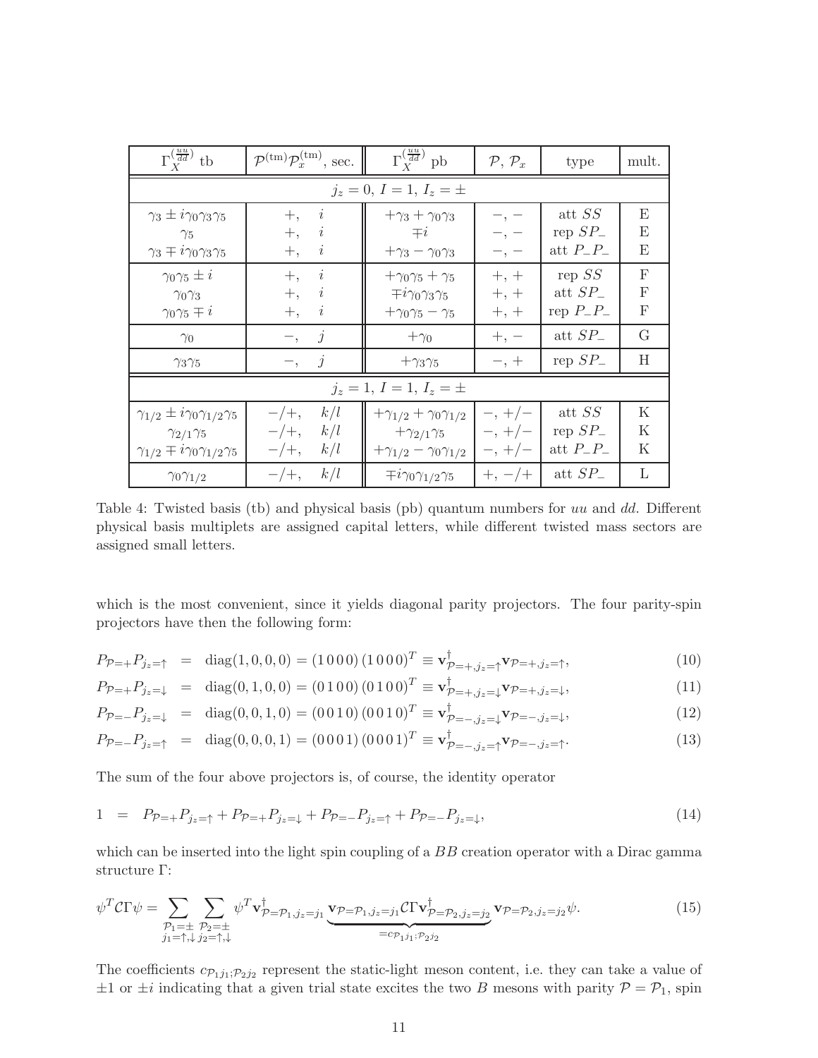| $\Gamma_X^{\binom{uu}{dd}}$ tb | $\mathcal{P}^{(\mathrm{tm})}\mathcal{P}_x^{(\mathrm{tm})}$, sec. | $\Gamma_X^{\binom{uu}{dd}}$ pb | $\mathcal{P}$, $\mathcal{P}_x$ | type | mult. |
|---|---|---|---|---|---|
| $j_z = 0$, $I = 1$, $I_z = \pm$ | | | | | |
| $\gamma_3 \pm i\gamma_0\gamma_3\gamma_5$ | $+$, $i$ | $+\gamma_3 + \gamma_0\gamma_3$ | $-, -$ | att $SS$ | E |
| $\gamma_5$ | $+$, $i$ | $\mp i$ | $-, -$ | rep $SP_-$ | E |
| $\gamma_3 \mp i\gamma_0\gamma_3\gamma_5$ | $+$, $i$ | $+\gamma_3 - \gamma_0\gamma_3$ | $-, -$ | att $P_-P_-$ | E |
| $\gamma_0\gamma_5 \pm i$ | $+$, $i$ | $+\gamma_0\gamma_5 + \gamma_5$ | $+, +$ | rep $SS$ | F |
| $\gamma_0\gamma_3$ | $+$, $i$ | $\mp i\gamma_0\gamma_3\gamma_5$ | $+, +$ | att $SP_-$ | F |
| $\gamma_0\gamma_5 \mp i$ | $+$, $i$ | $+\gamma_0\gamma_5 - \gamma_5$ | $+, +$ | rep $P_-P_-$ | F |
| $\gamma_0$ | $-$, $j$ | $+\gamma_0$ | $+, -$ | att $SP_-$ | G |
| $\gamma_3\gamma_5$ | $-$, $j$ | $+\gamma_3\gamma_5$ | $-, +$ | rep $SP_-$ | H |
| $j_z = 1$, $I = 1$, $I_z = \pm$ | | | | | |
| $\gamma_{1/2} \pm i\gamma_0\gamma_{1/2}\gamma_5$ | $-/+$, $k/l$ | $+\gamma_{1/2} + \gamma_0\gamma_{1/2}$ | $-, +/-$ | att $SS$ | K |
| $\gamma_{2/1}\gamma_5$ | $-/+$, $k/l$ | $+\gamma_{2/1}\gamma_5$ | $-, +/-$ | rep $SP_-$ | K |
| $\gamma_{1/2} \mp i\gamma_0\gamma_{1/2}\gamma_5$ | $-/+$, $k/l$ | $+\gamma_{1/2} - \gamma_0\gamma_{1/2}$ | $-, +/-$ | att $P_-P_-$ | K |
| $\gamma_0\gamma_{1/2}$ | $-/+$, $k/l$ | $\mp i\gamma_0\gamma_{1/2}\gamma_5$ | $+, -/+$ | att $SP_-$ | L |

Table 4: Twisted basis (tb) and physical basis (pb) quantum numbers for $uu$ and $dd$. Different physical basis multiplets are assigned capital letters, while different twisted mass sectors are assigned small letters.

which is the most convenient, since it yields diagonal parity projectors. The four parity-spin projectors have then the following form:

$$P_{\mathcal{P}=+}P_{j_z=\uparrow} = \mathrm{diag}(1,0,0,0) = (1\,0\,0\,0)\,(1\,0\,0\,0)^T \equiv \mathbf{v}^\dagger_{\mathcal{P}=+,j_z=\uparrow}\mathbf{v}_{\mathcal{P}=+,j_z=\uparrow}, \tag{10}$$

$$P_{\mathcal{P}=+}P_{j_z=\downarrow} = \mathrm{diag}(0,1,0,0) = (0\,1\,0\,0)\,(0\,1\,0\,0)^T \equiv \mathbf{v}^\dagger_{\mathcal{P}=+,j_z=\downarrow}\mathbf{v}_{\mathcal{P}=+,j_z=\downarrow}, \tag{11}$$

$$P_{\mathcal{P}=-}P_{j_z=\downarrow} = \mathrm{diag}(0,0,1,0) = (0\,0\,1\,0)\,(0\,0\,1\,0)^T \equiv \mathbf{v}^\dagger_{\mathcal{P}=-,j_z=\downarrow}\mathbf{v}_{\mathcal{P}=-,j_z=\downarrow}, \tag{12}$$

$$P_{\mathcal{P}=-}P_{j_z=\uparrow} = \mathrm{diag}(0,0,0,1) = (0\,0\,0\,1)\,(0\,0\,0\,1)^T \equiv \mathbf{v}^\dagger_{\mathcal{P}=-,j_z=\uparrow}\mathbf{v}_{\mathcal{P}=-,j_z=\uparrow}. \tag{13}$$

The sum of the four above projectors is, of course, the identity operator

$$1 = P_{\mathcal{P}=+}P_{j_z=\uparrow} + P_{\mathcal{P}=+}P_{j_z=\downarrow} + P_{\mathcal{P}=-}P_{j_z=\uparrow} + P_{\mathcal{P}=-}P_{j_z=\downarrow}, \tag{14}$$

which can be inserted into the light spin coupling of a $BB$ creation operator with a Dirac gamma structure $\Gamma$:

$$\psi^T \mathcal{C}\Gamma\psi = \sum_{\substack{\mathcal{P}_1=\pm \\ j_1=\uparrow,\downarrow}} \sum_{\substack{\mathcal{P}_2=\pm \\ j_2=\uparrow,\downarrow}} \psi^T \mathbf{v}^\dagger_{\mathcal{P}=\mathcal{P}_1,j_z=j_1} \underbrace{\mathbf{v}_{\mathcal{P}=\mathcal{P}_1,j_z=j_1}\mathcal{C}\Gamma\mathbf{v}^\dagger_{\mathcal{P}=\mathcal{P}_2,j_z=j_2}}_{=c_{\mathcal{P}_1 j_1;\mathcal{P}_2 j_2}} \mathbf{v}_{\mathcal{P}=\mathcal{P}_2,j_z=j_2}\psi. \tag{15}$$

The coefficients $c_{\mathcal{P}_1 j_1;\mathcal{P}_2 j_2}$ represent the static-light meson content, i.e. they can take a value of $\pm 1$ or $\pm i$ indicating that a given trial state excites the two $B$ mesons with parity $\mathcal{P} = \mathcal{P}_1$, spin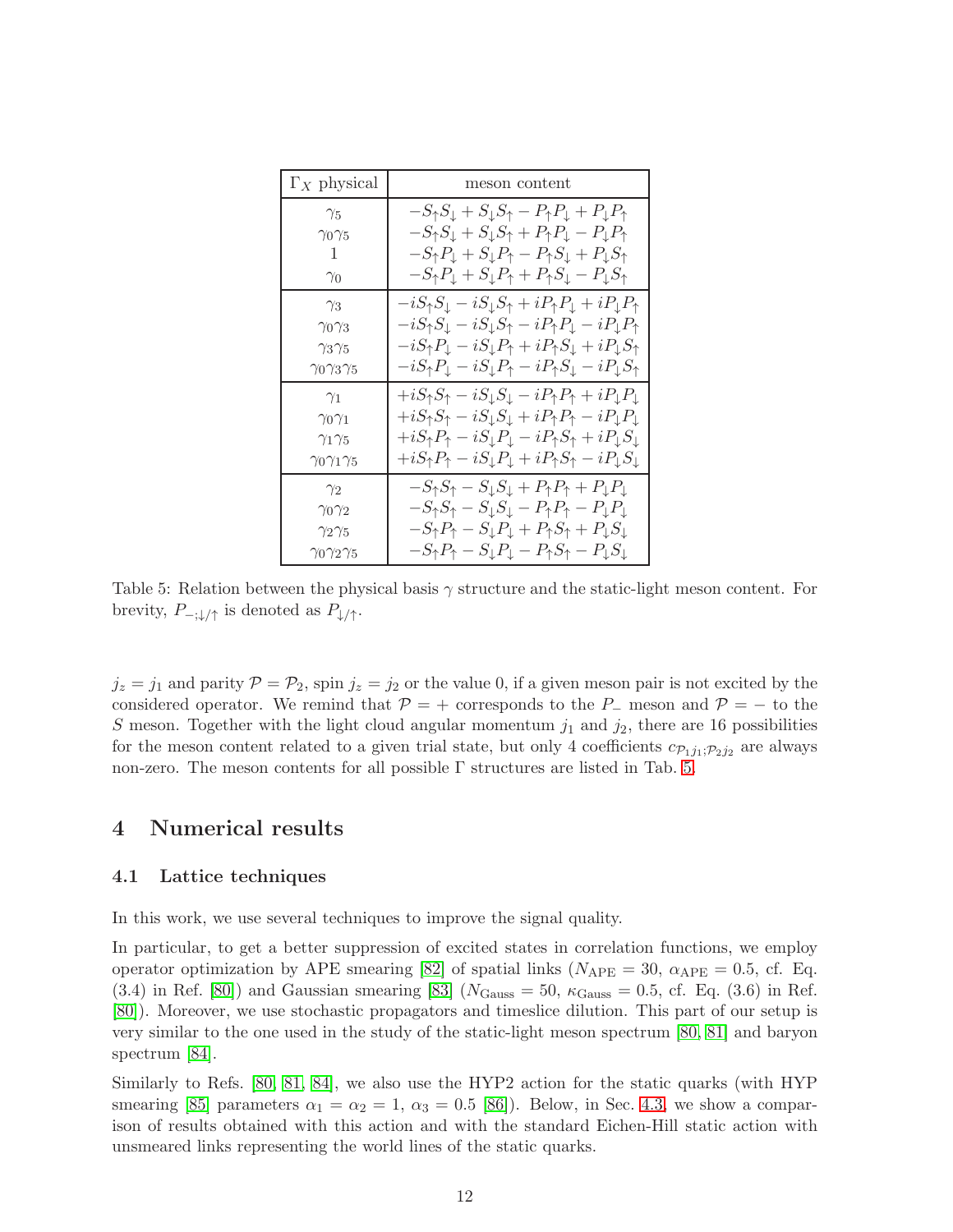| $\Gamma_X$ physical | meson content |
| --- | --- |
| $\gamma_5$ | $-S_\uparrow S_\downarrow + S_\downarrow S_\uparrow - P_\uparrow P_\downarrow + P_\downarrow P_\uparrow$ |
| $\gamma_0\gamma_5$ | $-S_\uparrow S_\downarrow + S_\downarrow S_\uparrow + P_\uparrow P_\downarrow - P_\downarrow P_\uparrow$ |
| $1$ | $-S_\uparrow P_\downarrow + S_\downarrow P_\uparrow - P_\uparrow S_\downarrow + P_\downarrow S_\uparrow$ |
| $\gamma_0$ | $-S_\uparrow P_\downarrow + S_\downarrow P_\uparrow + P_\uparrow S_\downarrow - P_\downarrow S_\uparrow$ |
| $\gamma_3$ | $-iS_\uparrow S_\downarrow - iS_\downarrow S_\uparrow + iP_\uparrow P_\downarrow + iP_\downarrow P_\uparrow$ |
| $\gamma_0\gamma_3$ | $-iS_\uparrow S_\downarrow - iS_\downarrow S_\uparrow - iP_\uparrow P_\downarrow - iP_\downarrow P_\uparrow$ |
| $\gamma_3\gamma_5$ | $-iS_\uparrow P_\downarrow - iS_\downarrow P_\uparrow + iP_\uparrow S_\downarrow + iP_\downarrow S_\uparrow$ |
| $\gamma_0\gamma_3\gamma_5$ | $-iS_\uparrow P_\downarrow - iS_\downarrow P_\uparrow - iP_\uparrow S_\downarrow - iP_\downarrow S_\uparrow$ |
| $\gamma_1$ | $+iS_\uparrow S_\uparrow - iS_\downarrow S_\downarrow - iP_\uparrow P_\uparrow + iP_\downarrow P_\downarrow$ |
| $\gamma_0\gamma_1$ | $+iS_\uparrow S_\uparrow - iS_\downarrow S_\downarrow + iP_\uparrow P_\uparrow - iP_\downarrow P_\downarrow$ |
| $\gamma_1\gamma_5$ | $+iS_\uparrow P_\uparrow - iS_\downarrow P_\downarrow - iP_\uparrow S_\uparrow + iP_\downarrow S_\downarrow$ |
| $\gamma_0\gamma_1\gamma_5$ | $+iS_\uparrow P_\uparrow - iS_\downarrow P_\downarrow + iP_\uparrow S_\uparrow - iP_\downarrow S_\downarrow$ |
| $\gamma_2$ | $-S_\uparrow S_\uparrow - S_\downarrow S_\downarrow + P_\uparrow P_\uparrow + P_\downarrow P_\downarrow$ |
| $\gamma_0\gamma_2$ | $-S_\uparrow S_\uparrow - S_\downarrow S_\downarrow - P_\uparrow P_\uparrow - P_\downarrow P_\downarrow$ |
| $\gamma_2\gamma_5$ | $-S_\uparrow P_\uparrow - S_\downarrow P_\downarrow + P_\uparrow S_\uparrow + P_\downarrow S_\downarrow$ |
| $\gamma_0\gamma_2\gamma_5$ | $-S_\uparrow P_\uparrow - S_\downarrow P_\downarrow - P_\uparrow S_\uparrow - P_\downarrow S_\downarrow$ |

Table 5: Relation between the physical basis $\gamma$ structure and the static-light meson content. For brevity, $P_{-;\downarrow/\uparrow}$ is denoted as $P_{\downarrow/\uparrow}$.

$j_z = j_1$ and parity $\mathcal{P} = \mathcal{P}_2$, spin $j_z = j_2$ or the value 0, if a given meson pair is not excited by the considered operator. We remind that $\mathcal{P} = +$ corresponds to the $P_-$ meson and $\mathcal{P} = -$ to the $S$ meson. Together with the light cloud angular momentum $j_1$ and $j_2$, there are 16 possibilities for the meson content related to a given trial state, but only 4 coefficients $c_{\mathcal{P}_1 j_1;\mathcal{P}_2 j_2}$ are always non-zero. The meson contents for all possible $\Gamma$ structures are listed in Tab. 5.

# 4 Numerical results

## 4.1 Lattice techniques

In this work, we use several techniques to improve the signal quality.

In particular, to get a better suppression of excited states in correlation functions, we employ operator optimization by APE smearing [82] of spatial links ($N_{\text{APE}} = 30$, $\alpha_{\text{APE}} = 0.5$, cf. Eq. (3.4) in Ref. [80]) and Gaussian smearing [83] ($N_{\text{Gauss}} = 50$, $\kappa_{\text{Gauss}} = 0.5$, cf. Eq. (3.6) in Ref. [80]). Moreover, we use stochastic propagators and timeslice dilution. This part of our setup is very similar to the one used in the study of the static-light meson spectrum [80, 81] and baryon spectrum [84].

Similarly to Refs. [80, 81, 84], we also use the HYP2 action for the static quarks (with HYP smearing [85] parameters $\alpha_1 = \alpha_2 = 1$, $\alpha_3 = 0.5$ [86]). Below, in Sec. 4.3, we show a comparison of results obtained with this action and with the standard Eichen-Hill static action with unsmeared links representing the world lines of the static quarks.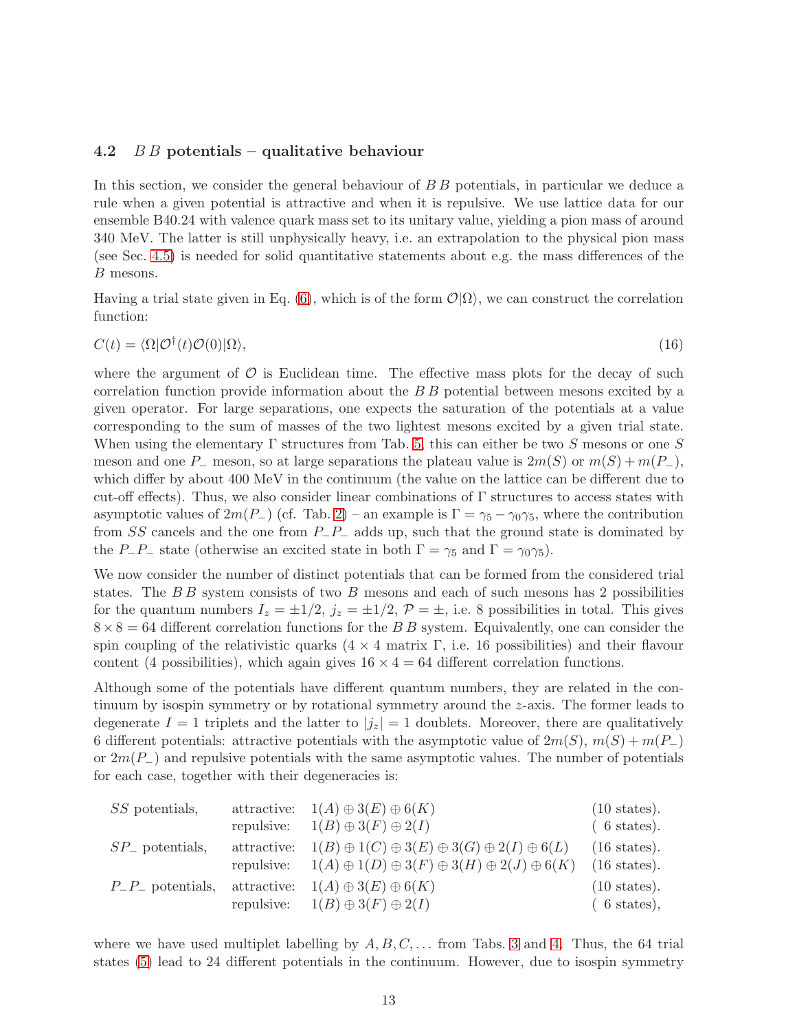### 4.2 $B\,B$ potentials – qualitative behaviour

In this section, we consider the general behaviour of $B\,B$ potentials, in particular we deduce a rule when a given potential is attractive and when it is repulsive. We use lattice data for our ensemble B40.24 with valence quark mass set to its unitary value, yielding a pion mass of around 340 MeV. The latter is still unphysically heavy, i.e. an extrapolation to the physical pion mass (see Sec. 4.5) is needed for solid quantitative statements about e.g. the mass differences of the $B$ mesons.

Having a trial state given in Eq. (6), which is of the form $\mathcal{O}|\Omega\rangle$, we can construct the correlation function:

$$C(t) = \langle\Omega|\mathcal{O}^\dagger(t)\mathcal{O}(0)|\Omega\rangle, \tag{16}$$

where the argument of $\mathcal{O}$ is Euclidean time. The effective mass plots for the decay of such correlation function provide information about the $B\,B$ potential between mesons excited by a given operator. For large separations, one expects the saturation of the potentials at a value corresponding to the sum of masses of the two lightest mesons excited by a given trial state. When using the elementary $\Gamma$ structures from Tab. 5, this can either be two $S$ mesons or one $S$ meson and one $P_-$ meson, so at large separations the plateau value is $2m(S)$ or $m(S) + m(P_-)$, which differ by about 400 MeV in the continuum (the value on the lattice can be different due to cut-off effects). Thus, we also consider linear combinations of $\Gamma$ structures to access states with asymptotic values of $2m(P_-)$ (cf. Tab. 2) – an example is $\Gamma = \gamma_5 - \gamma_0\gamma_5$, where the contribution from $SS$ cancels and the one from $P_-P_-$ adds up, such that the ground state is dominated by the $P_-P_-$ state (otherwise an excited state in both $\Gamma = \gamma_5$ and $\Gamma = \gamma_0\gamma_5$).

We now consider the number of distinct potentials that can be formed from the considered trial states. The $B\,B$ system consists of two $B$ mesons and each of such mesons has 2 possibilities for the quantum numbers $I_z = \pm 1/2$, $j_z = \pm 1/2$, $\mathcal{P} = \pm$, i.e. 8 possibilities in total. This gives $8 \times 8 = 64$ different correlation functions for the $B\,B$ system. Equivalently, one can consider the spin coupling of the relativistic quarks ($4 \times 4$ matrix $\Gamma$, i.e. 16 possibilities) and their flavour content (4 possibilities), which again gives $16 \times 4 = 64$ different correlation functions.

Although some of the potentials have different quantum numbers, they are related in the continuum by isospin symmetry or by rotational symmetry around the $z$-axis. The former leads to degenerate $I = 1$ triplets and the latter to $|j_z| = 1$ doublets. Moreover, there are qualitatively 6 different potentials: attractive potentials with the asymptotic value of $2m(S)$, $m(S) + m(P_-)$ or $2m(P_-)$ and repulsive potentials with the same asymptotic values. The number of potentials for each case, together with their degeneracies is:

| | | | |
|---|---|---|---|
| $SS$ potentials, | attractive: | $1(A) \oplus 3(E) \oplus 6(K)$ | (10 states). |
| | repulsive: | $1(B) \oplus 3(F) \oplus 2(I)$ | ( 6 states). |
| $SP_-$ potentials, | attractive: | $1(B) \oplus 1(C) \oplus 3(E) \oplus 3(G) \oplus 2(I) \oplus 6(L)$ | (16 states). |
| | repulsive: | $1(A) \oplus 1(D) \oplus 3(F) \oplus 3(H) \oplus 2(J) \oplus 6(K)$ | (16 states). |
| $P_-P_-$ potentials, | attractive: | $1(A) \oplus 3(E) \oplus 6(K)$ | (10 states). |
| | repulsive: | $1(B) \oplus 3(F) \oplus 2(I)$ | ( 6 states), |

where we have used multiplet labelling by $A, B, C, \ldots$ from Tabs. 3 and 4. Thus, the 64 trial states (5) lead to 24 different potentials in the continuum. However, due to isospin symmetry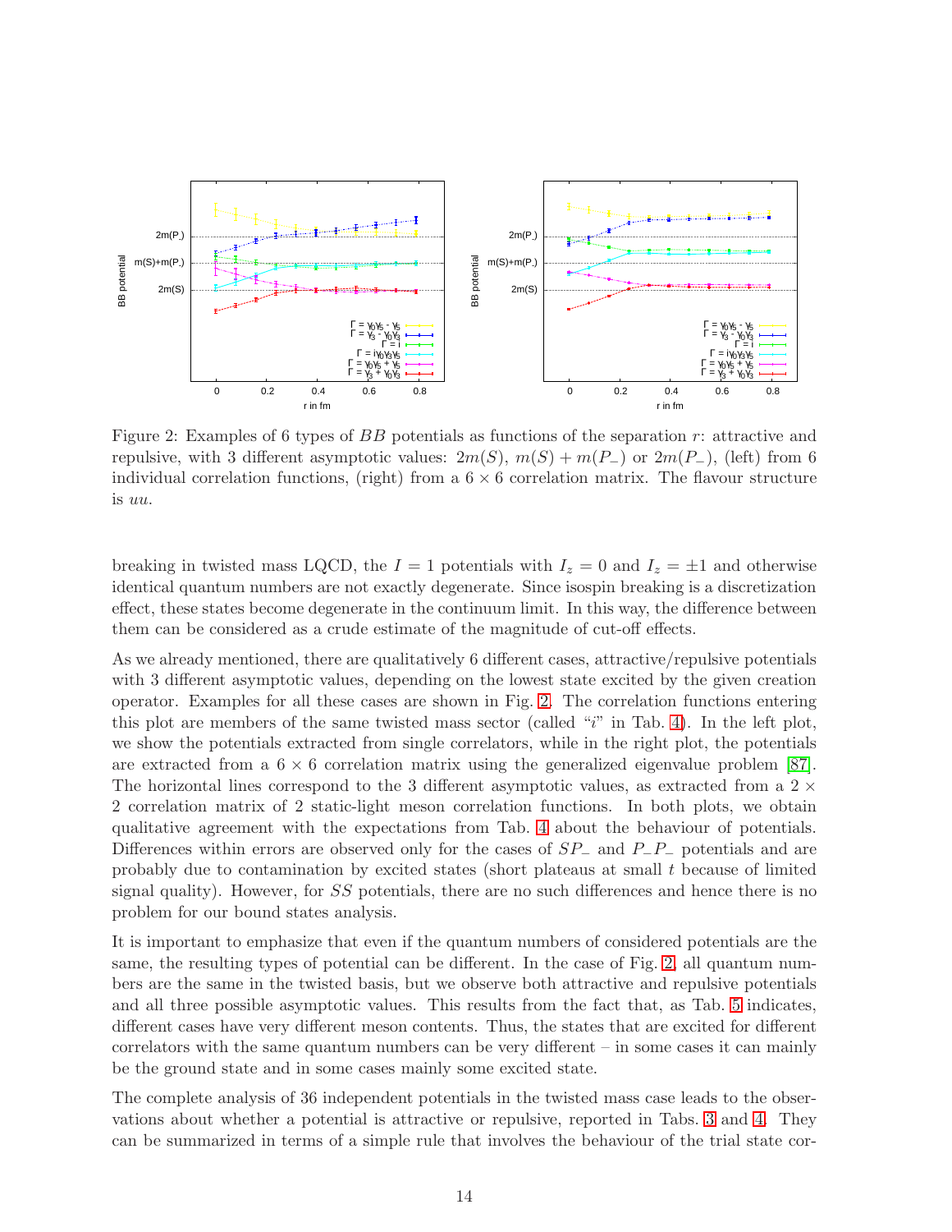Figure 2: Examples of 6 types of $BB$ potentials as functions of the separation $r$: attractive and repulsive, with 3 different asymptotic values: $2m(S)$, $m(S) + m(P_-)$ or $2m(P_-)$, (left) from 6 individual correlation functions, (right) from a $6 \times 6$ correlation matrix. The flavour structure is $uu$.

breaking in twisted mass LQCD, the $I = 1$ potentials with $I_z = 0$ and $I_z = \pm 1$ and otherwise identical quantum numbers are not exactly degenerate. Since isospin breaking is a discretization effect, these states become degenerate in the continuum limit. In this way, the difference between them can be considered as a crude estimate of the magnitude of cut-off effects.

As we already mentioned, there are qualitatively 6 different cases, attractive/repulsive potentials with 3 different asymptotic values, depending on the lowest state excited by the given creation operator. Examples for all these cases are shown in Fig. 2. The correlation functions entering this plot are members of the same twisted mass sector (called "$i$" in Tab. 4). In the left plot, we show the potentials extracted from single correlators, while in the right plot, the potentials are extracted from a $6 \times 6$ correlation matrix using the generalized eigenvalue problem [87]. The horizontal lines correspond to the 3 different asymptotic values, as extracted from a $2 \times 2$ correlation matrix of 2 static-light meson correlation functions. In both plots, we obtain qualitative agreement with the expectations from Tab. 4 about the behaviour of potentials. Differences within errors are observed only for the cases of $SP_-$ and $P_-P_-$ potentials and are probably due to contamination by excited states (short plateaus at small $t$ because of limited signal quality). However, for $SS$ potentials, there are no such differences and hence there is no problem for our bound states analysis.

It is important to emphasize that even if the quantum numbers of considered potentials are the same, the resulting types of potential can be different. In the case of Fig. 2, all quantum numbers are the same in the twisted basis, but we observe both attractive and repulsive potentials and all three possible asymptotic values. This results from the fact that, as Tab. 5 indicates, different cases have very different meson contents. Thus, the states that are excited for different correlators with the same quantum numbers can be very different – in some cases it can mainly be the ground state and in some cases mainly some excited state.

The complete analysis of 36 independent potentials in the twisted mass case leads to the observations about whether a potential is attractive or repulsive, reported in Tabs. 3 and 4. They can be summarized in terms of a simple rule that involves the behaviour of the trial state cor-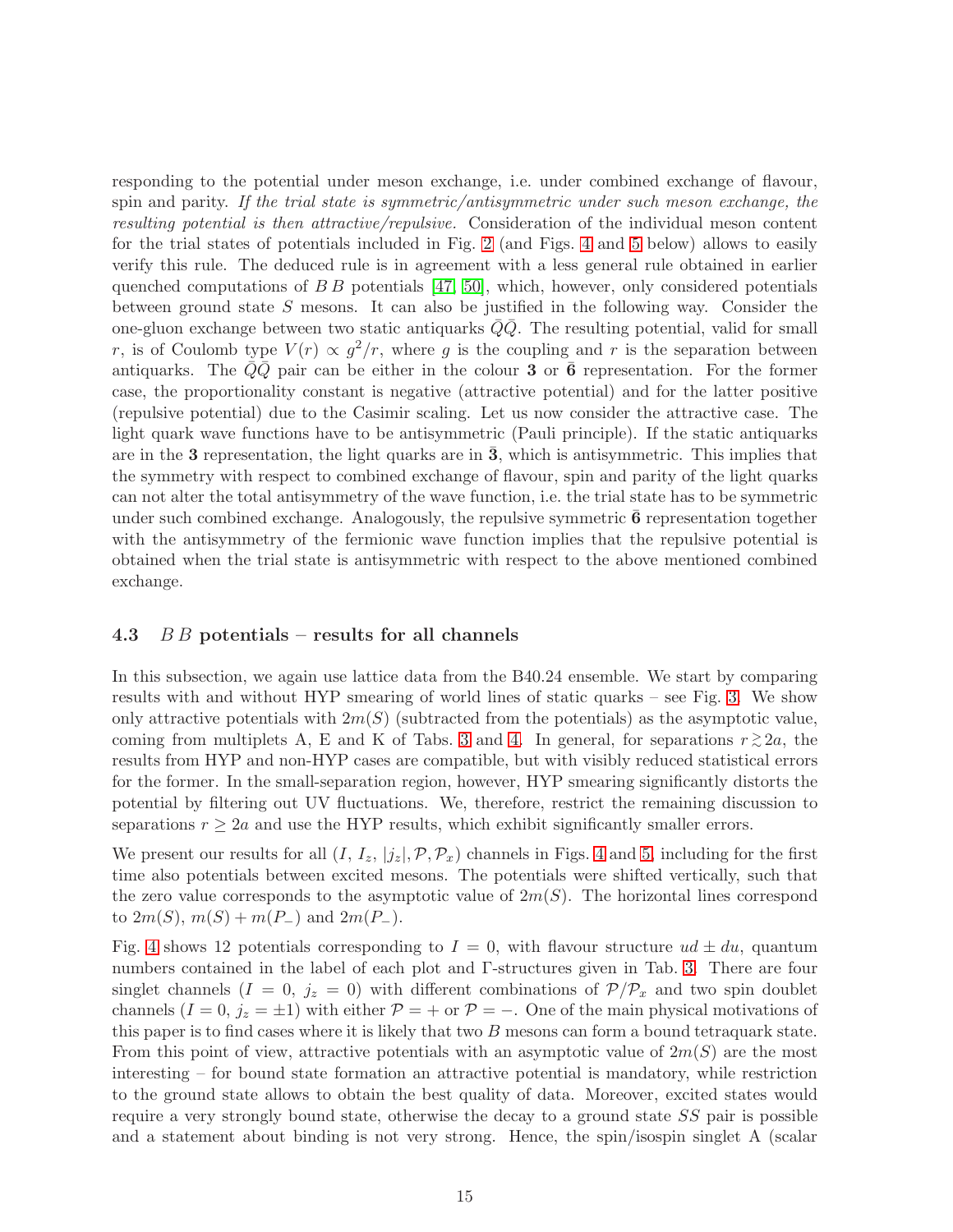responding to the potential under meson exchange, i.e. under combined exchange of flavour, spin and parity. *If the trial state is symmetric/antisymmetric under such meson exchange, the resulting potential is then attractive/repulsive.* Consideration of the individual meson content for the trial states of potentials included in Fig. 2 (and Figs. 4 and 5 below) allows to easily verify this rule. The deduced rule is in agreement with a less general rule obtained in earlier quenched computations of $B\,B$ potentials [47, 50], which, however, only considered potentials between ground state $S$ mesons. It can also be justified in the following way. Consider the one-gluon exchange between two static antiquarks $\bar{Q}\bar{Q}$. The resulting potential, valid for small $r$, is of Coulomb type $V(r) \propto g^2/r$, where $g$ is the coupling and $r$ is the separation between antiquarks. The $\bar{Q}\bar{Q}$ pair can be either in the colour $\mathbf{3}$ or $\bar{\mathbf{6}}$ representation. For the former case, the proportionality constant is negative (attractive potential) and for the latter positive (repulsive potential) due to the Casimir scaling. Let us now consider the attractive case. The light quark wave functions have to be antisymmetric (Pauli principle). If the static antiquarks are in the $\mathbf{3}$ representation, the light quarks are in $\bar{\mathbf{3}}$, which is antisymmetric. This implies that the symmetry with respect to combined exchange of flavour, spin and parity of the light quarks can not alter the total antisymmetry of the wave function, i.e. the trial state has to be symmetric under such combined exchange. Analogously, the repulsive symmetric $\bar{\mathbf{6}}$ representation together with the antisymmetry of the fermionic wave function implies that the repulsive potential is obtained when the trial state is antisymmetric with respect to the above mentioned combined exchange.

### 4.3 $B\,B$ potentials – results for all channels

In this subsection, we again use lattice data from the B40.24 ensemble. We start by comparing results with and without HYP smearing of world lines of static quarks – see Fig. 3. We show only attractive potentials with $2m(S)$ (subtracted from the potentials) as the asymptotic value, coming from multiplets A, E and K of Tabs. 3 and 4. In general, for separations $r \gtrsim 2a$, the results from HYP and non-HYP cases are compatible, but with visibly reduced statistical errors for the former. In the small-separation region, however, HYP smearing significantly distorts the potential by filtering out UV fluctuations. We, therefore, restrict the remaining discussion to separations $r \geq 2a$ and use the HYP results, which exhibit significantly smaller errors.

We present our results for all $(I,\, I_z,\, |j_z|, \mathcal{P}, \mathcal{P}_x)$ channels in Figs. 4 and 5, including for the first time also potentials between excited mesons. The potentials were shifted vertically, such that the zero value corresponds to the asymptotic value of $2m(S)$. The horizontal lines correspond to $2m(S)$, $m(S) + m(P_-)$ and $2m(P_-)$.

Fig. 4 shows 12 potentials corresponding to $I = 0$, with flavour structure $ud \pm du$, quantum numbers contained in the label of each plot and $\Gamma$-structures given in Tab. 3. There are four singlet channels ($I = 0$, $j_z = 0$) with different combinations of $\mathcal{P}/\mathcal{P}_x$ and two spin doublet channels ($I = 0$, $j_z = \pm 1$) with either $\mathcal{P} = +$ or $\mathcal{P} = -$. One of the main physical motivations of this paper is to find cases where it is likely that two $B$ mesons can form a bound tetraquark state. From this point of view, attractive potentials with an asymptotic value of $2m(S)$ are the most interesting – for bound state formation an attractive potential is mandatory, while restriction to the ground state allows to obtain the best quality of data. Moreover, excited states would require a very strongly bound state, otherwise the decay to a ground state $SS$ pair is possible and a statement about binding is not very strong. Hence, the spin/isospin singlet A (scalar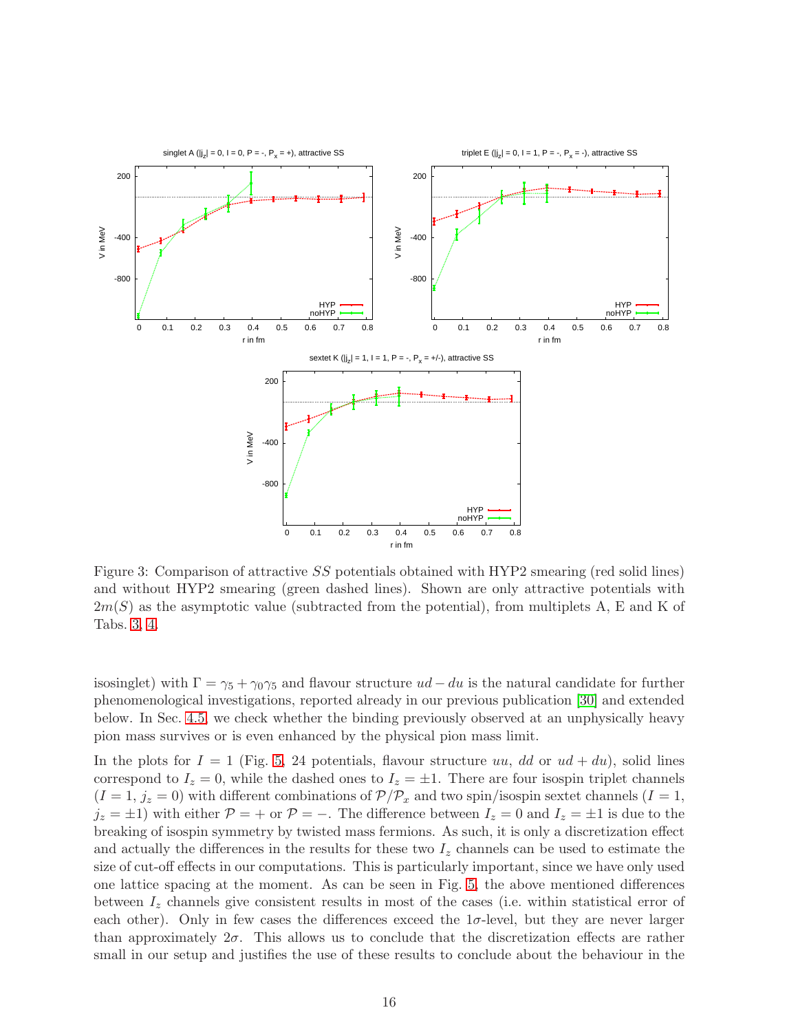Figure 3: Comparison of attractive $SS$ potentials obtained with HYP2 smearing (red solid lines) and without HYP2 smearing (green dashed lines). Shown are only attractive potentials with $2m(S)$ as the asymptotic value (subtracted from the potential), from multiplets A, E and K of Tabs. 3, 4.

isosinglet) with $\Gamma = \gamma_5 + \gamma_0\gamma_5$ and flavour structure $ud - du$ is the natural candidate for further phenomenological investigations, reported already in our previous publication [30] and extended below. In Sec. 4.5, we check whether the binding previously observed at an unphysically heavy pion mass survives or is even enhanced by the physical pion mass limit.

In the plots for $I = 1$ (Fig. 5, 24 potentials, flavour structure $uu$, $dd$ or $ud + du$), solid lines correspond to $I_z = 0$, while the dashed ones to $I_z = \pm 1$. There are four isospin triplet channels ($I = 1$, $j_z = 0$) with different combinations of $\mathcal{P}/\mathcal{P}_x$ and two spin/isospin sextet channels ($I = 1$, $j_z = \pm 1$) with either $\mathcal{P} = +$ or $\mathcal{P} = -$. The difference between $I_z = 0$ and $I_z = \pm 1$ is due to the breaking of isospin symmetry by twisted mass fermions. As such, it is only a discretization effect and actually the differences in the results for these two $I_z$ channels can be used to estimate the size of cut-off effects in our computations. This is particularly important, since we have only used one lattice spacing at the moment. As can be seen in Fig. 5, the above mentioned differences between $I_z$ channels give consistent results in most of the cases (i.e. within statistical error of each other). Only in few cases the differences exceed the $1\sigma$-level, but they are never larger than approximately $2\sigma$. This allows us to conclude that the discretization effects are rather small in our setup and justifies the use of these results to conclude about the behaviour in the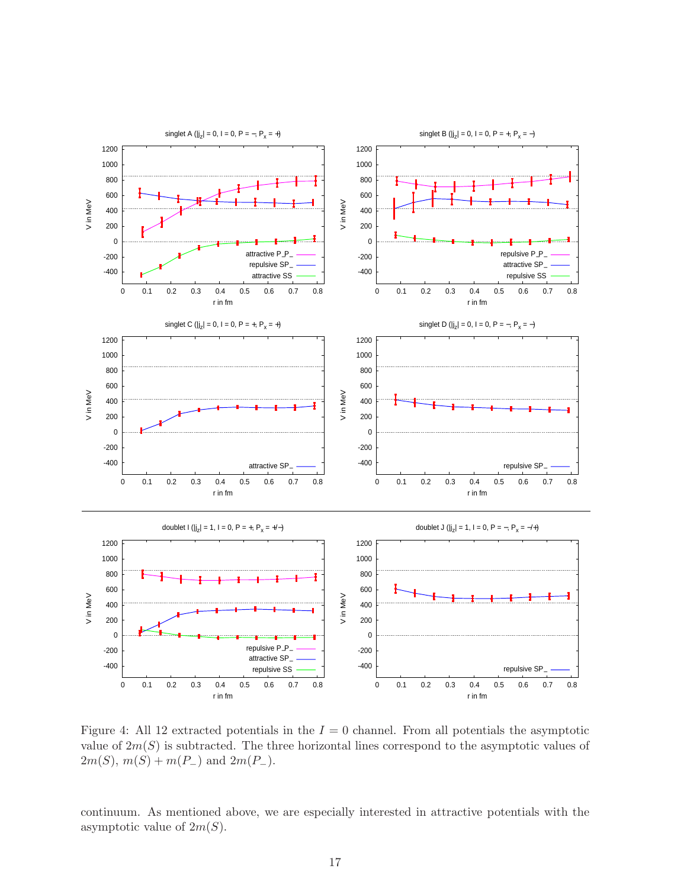Figure 4: All 12 extracted potentials in the $I = 0$ channel. From all potentials the asymptotic value of $2m(S)$ is subtracted. The three horizontal lines correspond to the asymptotic values of $2m(S)$, $m(S) + m(P_-)$ and $2m(P_-)$.

continuum. As mentioned above, we are especially interested in attractive potentials with the asymptotic value of $2m(S)$.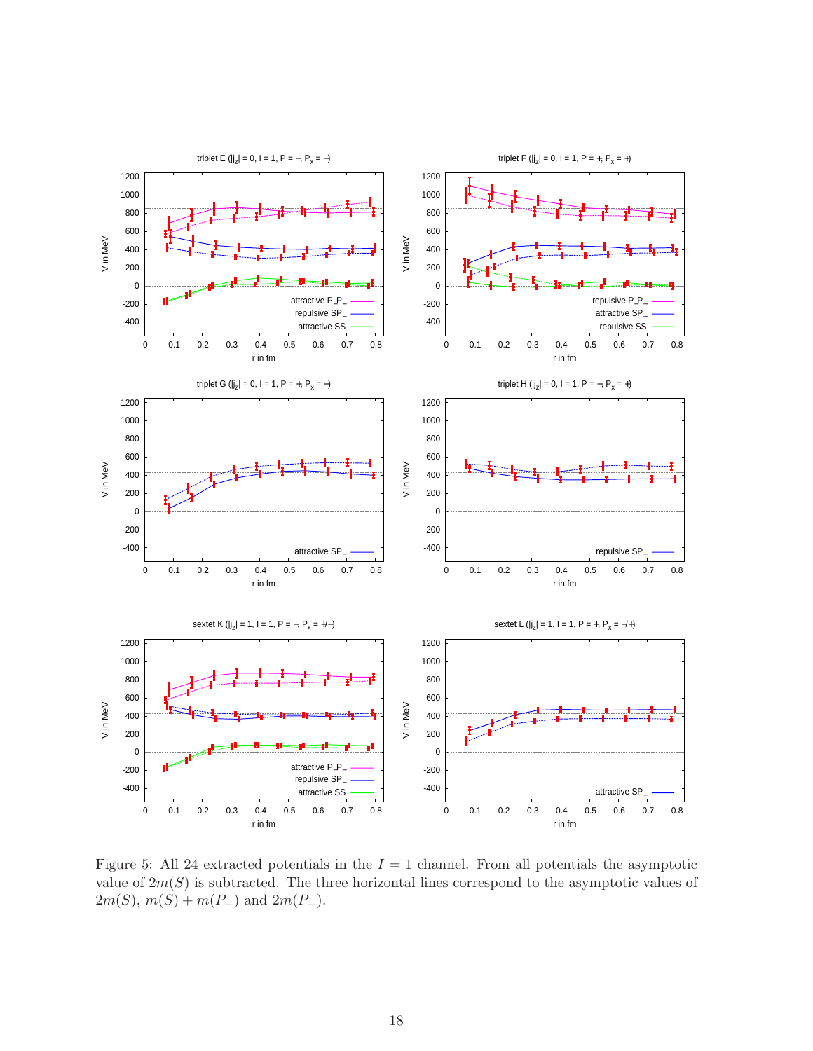Figure 5: All 24 extracted potentials in the $I = 1$ channel. From all potentials the asymptotic value of $2m(S)$ is subtracted. The three horizontal lines correspond to the asymptotic values of $2m(S)$, $m(S) + m(P_-)$ and $2m(P_-)$.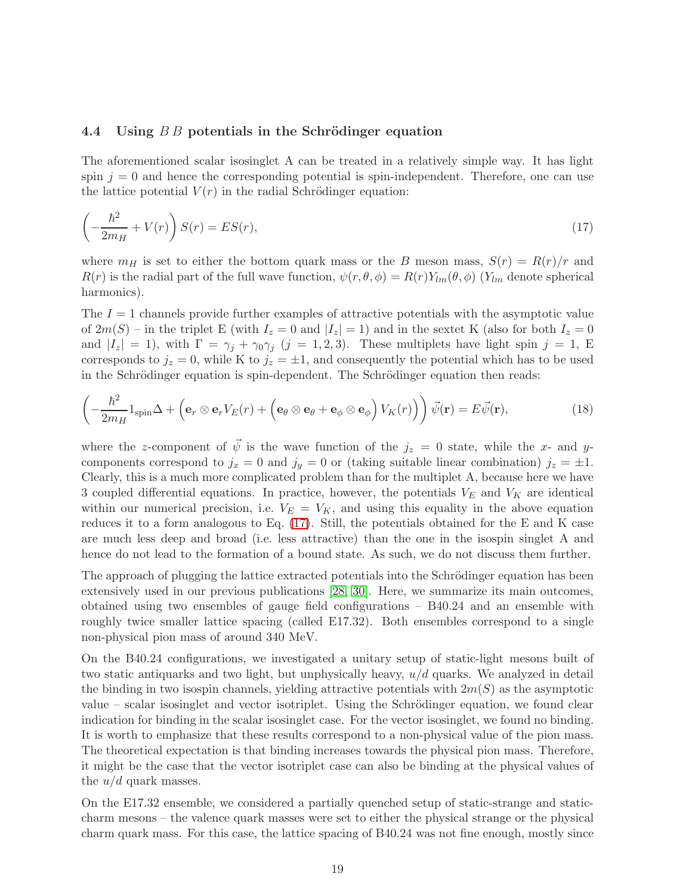### 4.4 Using $B\,B$ potentials in the Schrödinger equation

The aforementioned scalar isosinglet A can be treated in a relatively simple way. It has light spin $j = 0$ and hence the corresponding potential is spin-independent. Therefore, one can use the lattice potential $V(r)$ in the radial Schrödinger equation:

$$\left(-\frac{\hbar^2}{2m_H} + V(r)\right) S(r) = ES(r), \tag{17}$$

where $m_H$ is set to either the bottom quark mass or the $B$ meson mass, $S(r) = R(r)/r$ and $R(r)$ is the radial part of the full wave function, $\psi(r,\theta,\phi) = R(r)Y_{lm}(\theta,\phi)$ ($Y_{lm}$ denote spherical harmonics).

The $I = 1$ channels provide further examples of attractive potentials with the asymptotic value of $2m(S)$ – in the triplet E (with $I_z = 0$ and $|I_z| = 1$) and in the sextet K (also for both $I_z = 0$ and $|I_z| = 1$), with $\Gamma = \gamma_j + \gamma_0\gamma_j$ ($j = 1, 2, 3$). These multiplets have light spin $j = 1$, E corresponds to $j_z = 0$, while K to $j_z = \pm 1$, and consequently the potential which has to be used in the Schrödinger equation is spin-dependent. The Schrödinger equation then reads:

$$\left(-\frac{\hbar^2}{2m_H} 1_{\text{spin}} \Delta + \Big(\mathbf{e}_r \otimes \mathbf{e}_r V_E(r) + \Big(\mathbf{e}_\theta \otimes \mathbf{e}_\theta + \mathbf{e}_\phi \otimes \mathbf{e}_\phi\Big) V_K(r)\Big)\right) \vec{\psi}(\mathbf{r}) = E\vec{\psi}(\mathbf{r}), \tag{18}$$

where the $z$-component of $\vec{\psi}$ is the wave function of the $j_z = 0$ state, while the $x$- and $y$-components correspond to $j_x = 0$ and $j_y = 0$ or (taking suitable linear combination) $j_z = \pm 1$. Clearly, this is a much more complicated problem than for the multiplet A, because here we have 3 coupled differential equations. In practice, however, the potentials $V_E$ and $V_K$ are identical within our numerical precision, i.e. $V_E = V_K$, and using this equality in the above equation reduces it to a form analogous to Eq. (17). Still, the potentials obtained for the E and K case are much less deep and broad (i.e. less attractive) than the one in the isospin singlet A and hence do not lead to the formation of a bound state. As such, we do not discuss them further.

The approach of plugging the lattice extracted potentials into the Schrödinger equation has been extensively used in our previous publications [28, 30]. Here, we summarize its main outcomes, obtained using two ensembles of gauge field configurations – B40.24 and an ensemble with roughly twice smaller lattice spacing (called E17.32). Both ensembles correspond to a single non-physical pion mass of around 340 MeV.

On the B40.24 configurations, we investigated a unitary setup of static-light mesons built of two static antiquarks and two light, but unphysically heavy, $u/d$ quarks. We analyzed in detail the binding in two isospin channels, yielding attractive potentials with $2m(S)$ as the asymptotic value – scalar isosinglet and vector isotriplet. Using the Schrödinger equation, we found clear indication for binding in the scalar isosinglet case. For the vector isosinglet, we found no binding. It is worth to emphasize that these results correspond to a non-physical value of the pion mass. The theoretical expectation is that binding increases towards the physical pion mass. Therefore, it might be the case that the vector isotriplet case can also be binding at the physical values of the $u/d$ quark masses.

On the E17.32 ensemble, we considered a partially quenched setup of static-strange and static-charm mesons – the valence quark masses were set to either the physical strange or the physical charm quark mass. For this case, the lattice spacing of B40.24 was not fine enough, mostly since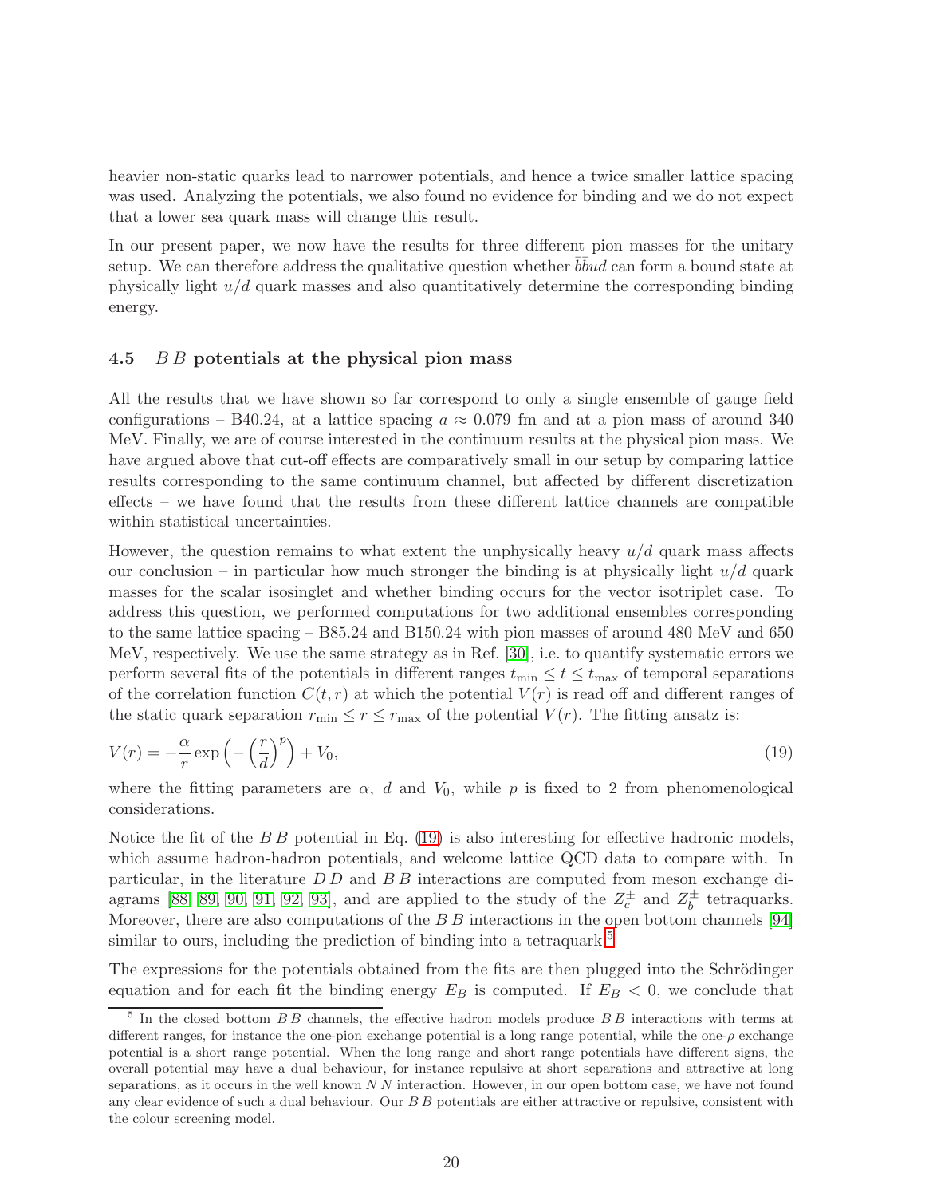heavier non-static quarks lead to narrower potentials, and hence a twice smaller lattice spacing was used. Analyzing the potentials, we also found no evidence for binding and we do not expect that a lower sea quark mass will change this result.

In our present paper, we now have the results for three different pion masses for the unitary setup. We can therefore address the qualitative question whether $\bar{b}\bar{b}ud$ can form a bound state at physically light $u/d$ quark masses and also quantitatively determine the corresponding binding energy.

### 4.5 $B\,B$ potentials at the physical pion mass

All the results that we have shown so far correspond to only a single ensemble of gauge field configurations – B40.24, at a lattice spacing $a \approx 0.079$ fm and at a pion mass of around 340 MeV. Finally, we are of course interested in the continuum results at the physical pion mass. We have argued above that cut-off effects are comparatively small in our setup by comparing lattice results corresponding to the same continuum channel, but affected by different discretization effects – we have found that the results from these different lattice channels are compatible within statistical uncertainties.

However, the question remains to what extent the unphysically heavy $u/d$ quark mass affects our conclusion – in particular how much stronger the binding is at physically light $u/d$ quark masses for the scalar isosinglet and whether binding occurs for the vector isotriplet case. To address this question, we performed computations for two additional ensembles corresponding to the same lattice spacing – B85.24 and B150.24 with pion masses of around 480 MeV and 650 MeV, respectively. We use the same strategy as in Ref. [30], i.e. to quantify systematic errors we perform several fits of the potentials in different ranges $t_{\mathrm{min}} \leq t \leq t_{\mathrm{max}}$ of temporal separations of the correlation function $C(t,r)$ at which the potential $V(r)$ is read off and different ranges of the static quark separation $r_{\mathrm{min}} \leq r \leq r_{\mathrm{max}}$ of the potential $V(r)$. The fitting ansatz is:

$$V(r) = -\frac{\alpha}{r} \exp\left(-\left(\frac{r}{d}\right)^p\right) + V_0, \tag{19}$$

where the fitting parameters are $\alpha$, $d$ and $V_0$, while $p$ is fixed to 2 from phenomenological considerations.

Notice the fit of the $B\,B$ potential in Eq. (19) is also interesting for effective hadronic models, which assume hadron-hadron potentials, and welcome lattice QCD data to compare with. In particular, in the literature $D\,D$ and $B\,B$ interactions are computed from meson exchange diagrams [88, 89, 90, 91, 92, 93], and are applied to the study of the $Z_c^\pm$ and $Z_b^\pm$ tetraquarks. Moreover, there are also computations of the $B\,B$ interactions in the open bottom channels [94] similar to ours, including the prediction of binding into a tetraquark.[5]

The expressions for the potentials obtained from the fits are then plugged into the Schrödinger equation and for each fit the binding energy $E_B$ is computed. If $E_B < 0$, we conclude that

[5] In the closed bottom $B\,B$ channels, the effective hadron models produce $B\,B$ interactions with terms at different ranges, for instance the one-pion exchange potential is a long range potential, while the one-$\rho$ exchange potential is a short range potential. When the long range and short range potentials have different signs, the overall potential may have a dual behaviour, for instance repulsive at short separations and attractive at long separations, as it occurs in the well known $N\,N$ interaction. However, in our open bottom case, we have not found any clear evidence of such a dual behaviour. Our $B\,B$ potentials are either attractive or repulsive, consistent with the colour screening model.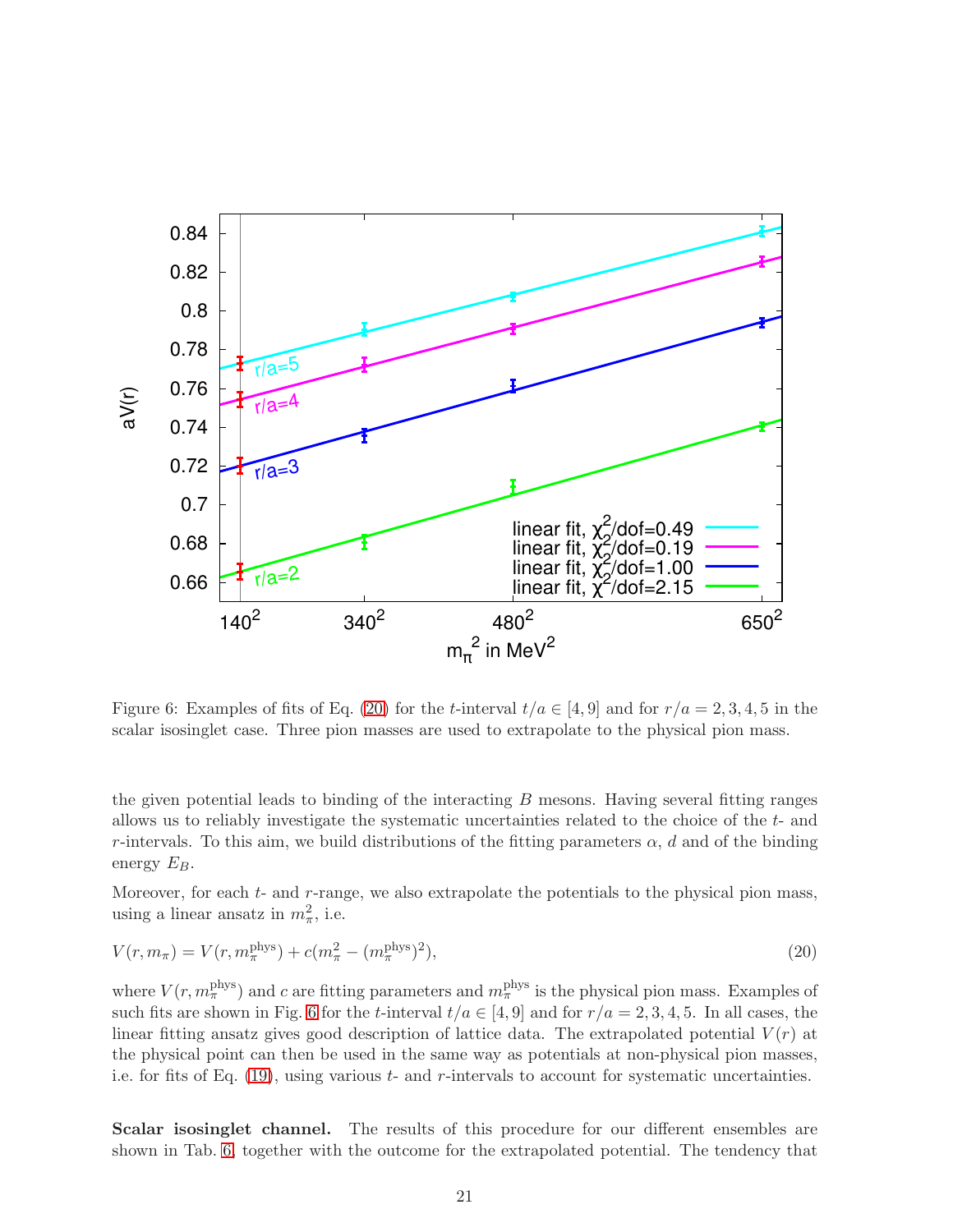Figure 6: Examples of fits of Eq. (20) for the $t$-interval $t/a \in [4, 9]$ and for $r/a = 2, 3, 4, 5$ in the scalar isosinglet case. Three pion masses are used to extrapolate to the physical pion mass.

the given potential leads to binding of the interacting $B$ mesons. Having several fitting ranges allows us to reliably investigate the systematic uncertainties related to the choice of the $t$- and $r$-intervals. To this aim, we build distributions of the fitting parameters $\alpha$, $d$ and of the binding energy $E_B$.

Moreover, for each $t$- and $r$-range, we also extrapolate the potentials to the physical pion mass, using a linear ansatz in $m_\pi^2$, i.e.

$$V(r, m_\pi) = V(r, m_\pi^{\text{phys}}) + c(m_\pi^2 - (m_\pi^{\text{phys}})^2), \tag{20}$$

where $V(r, m_\pi^{\text{phys}})$ and $c$ are fitting parameters and $m_\pi^{\text{phys}}$ is the physical pion mass. Examples of such fits are shown in Fig. 6 for the $t$-interval $t/a \in [4, 9]$ and for $r/a = 2, 3, 4, 5$. In all cases, the linear fitting ansatz gives good description of lattice data. The extrapolated potential $V(r)$ at the physical point can then be used in the same way as potentials at non-physical pion masses, i.e. for fits of Eq. (19), using various $t$- and $r$-intervals to account for systematic uncertainties.

**Scalar isosinglet channel.** The results of this procedure for our different ensembles are shown in Tab. 6, together with the outcome for the extrapolated potential. The tendency that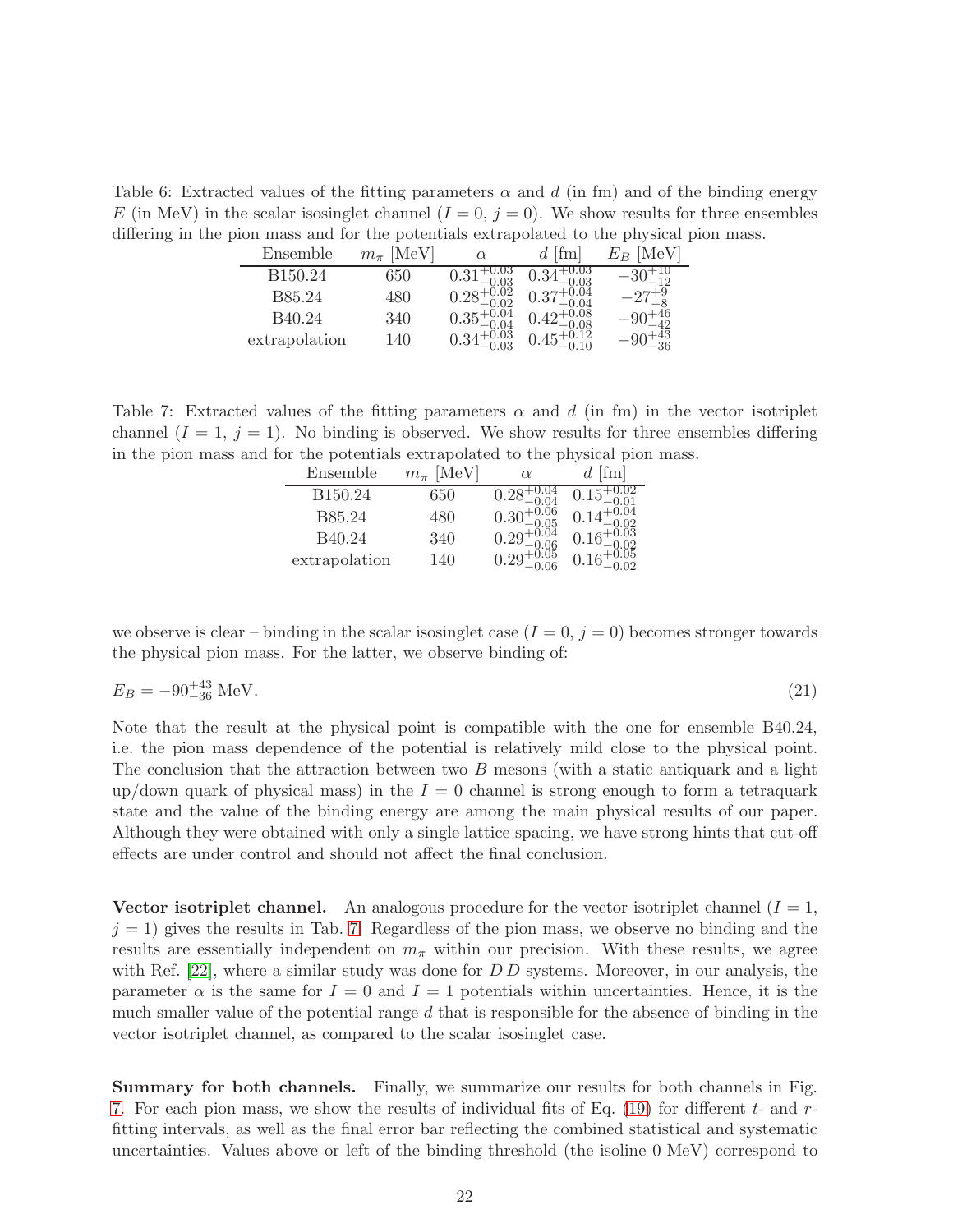Table 6: Extracted values of the fitting parameters $\alpha$ and $d$ (in fm) and of the binding energy $E$ (in MeV) in the scalar isosinglet channel ($I = 0$, $j = 0$). We show results for three ensembles differing in the pion mass and for the potentials extrapolated to the physical pion mass.

| Ensemble | $m_\pi$ [MeV] | $\alpha$ | $d$ [fm] | $E_B$ [MeV] |
|---|---|---|---|---|
| B150.24 | 650 | $0.31^{+0.03}_{-0.03}$ | $0.34^{+0.03}_{-0.03}$ | $-30^{+10}_{-12}$ |
| B85.24 | 480 | $0.28^{+0.02}_{-0.02}$ | $0.37^{+0.04}_{-0.04}$ | $-27^{+9}_{-8}$ |
| B40.24 | 340 | $0.35^{+0.04}_{-0.04}$ | $0.42^{+0.08}_{-0.08}$ | $-90^{+46}_{-42}$ |
| extrapolation | 140 | $0.34^{+0.03}_{-0.03}$ | $0.45^{+0.12}_{-0.10}$ | $-90^{+43}_{-36}$ |

Table 7: Extracted values of the fitting parameters $\alpha$ and $d$ (in fm) in the vector isotriplet channel ($I = 1$, $j = 1$). No binding is observed. We show results for three ensembles differing in the pion mass and for the potentials extrapolated to the physical pion mass.

| Ensemble | $m_\pi$ [MeV] | $\alpha$ | $d$ [fm] |
|---|---|---|---|
| B150.24 | 650 | $0.28^{+0.04}_{-0.04}$ | $0.15^{+0.02}_{-0.01}$ |
| B85.24 | 480 | $0.30^{+0.06}_{-0.05}$ | $0.14^{+0.04}_{-0.02}$ |
| B40.24 | 340 | $0.29^{+0.04}_{-0.06}$ | $0.16^{+0.03}_{-0.02}$ |
| extrapolation | 140 | $0.29^{+0.05}_{-0.06}$ | $0.16^{+0.05}_{-0.02}$ |

we observe is clear – binding in the scalar isosinglet case ($I = 0$, $j = 0$) becomes stronger towards the physical pion mass. For the latter, we observe binding of:

$$E_B = -90^{+43}_{-36}\ \text{MeV}. \tag{21}$$

Note that the result at the physical point is compatible with the one for ensemble B40.24, i.e. the pion mass dependence of the potential is relatively mild close to the physical point. The conclusion that the attraction between two $B$ mesons (with a static antiquark and a light up/down quark of physical mass) in the $I = 0$ channel is strong enough to form a tetraquark state and the value of the binding energy are among the main physical results of our paper. Although they were obtained with only a single lattice spacing, we have strong hints that cut-off effects are under control and should not affect the final conclusion.

**Vector isotriplet channel.** An analogous procedure for the vector isotriplet channel ($I = 1$, $j = 1$) gives the results in Tab. 7. Regardless of the pion mass, we observe no binding and the results are essentially independent on $m_\pi$ within our precision. With these results, we agree with Ref. [22], where a similar study was done for $D\,D$ systems. Moreover, in our analysis, the parameter $\alpha$ is the same for $I = 0$ and $I = 1$ potentials within uncertainties. Hence, it is the much smaller value of the potential range $d$ that is responsible for the absence of binding in the vector isotriplet channel, as compared to the scalar isosinglet case.

**Summary for both channels.** Finally, we summarize our results for both channels in Fig. 7. For each pion mass, we show the results of individual fits of Eq. (19) for different $t$- and $r$-fitting intervals, as well as the final error bar reflecting the combined statistical and systematic uncertainties. Values above or left of the binding threshold (the isoline 0 MeV) correspond to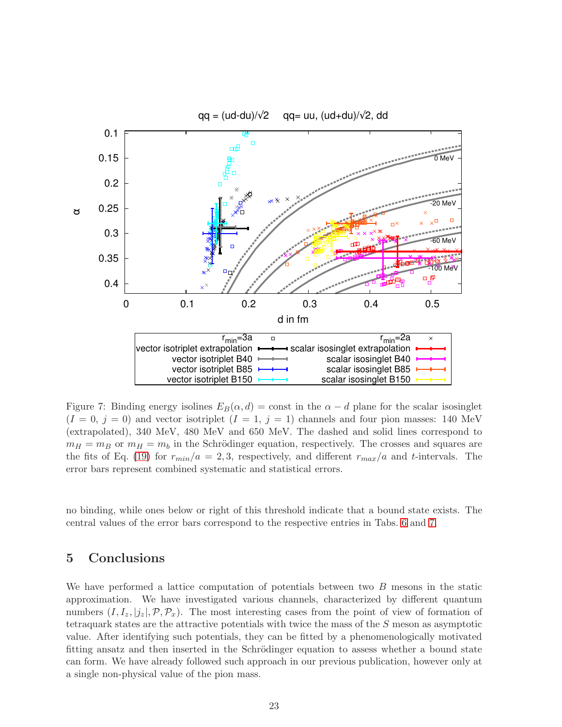Figure 7: Binding energy isolines $E_B(\alpha, d) = \text{const}$ in the $\alpha - d$ plane for the scalar isosinglet ($I = 0$, $j = 0$) and vector isotriplet ($I = 1$, $j = 1$) channels and four pion masses: 140 MeV (extrapolated), 340 MeV, 480 MeV and 650 MeV. The dashed and solid lines correspond to $m_H = m_B$ or $m_H = m_b$ in the Schrödinger equation, respectively. The crosses and squares are the fits of Eq. (19) for $r_{min}/a = 2, 3$, respectively, and different $r_{max}/a$ and $t$-intervals. The error bars represent combined systematic and statistical errors.

no binding, while ones below or right of this threshold indicate that a bound state exists. The central values of the error bars correspond to the respective entries in Tabs. 6 and 7.

# 5 Conclusions

We have performed a lattice computation of potentials between two $B$ mesons in the static approximation. We have investigated various channels, characterized by different quantum numbers $(I, I_z, |j_z|, \mathcal{P}, \mathcal{P}_x)$. The most interesting cases from the point of view of formation of tetraquark states are the attractive potentials with twice the mass of the $S$ meson as asymptotic value. After identifying such potentials, they can be fitted by a phenomenologically motivated fitting ansatz and then inserted in the Schrödinger equation to assess whether a bound state can form. We have already followed such approach in our previous publication, however only at a single non-physical value of the pion mass.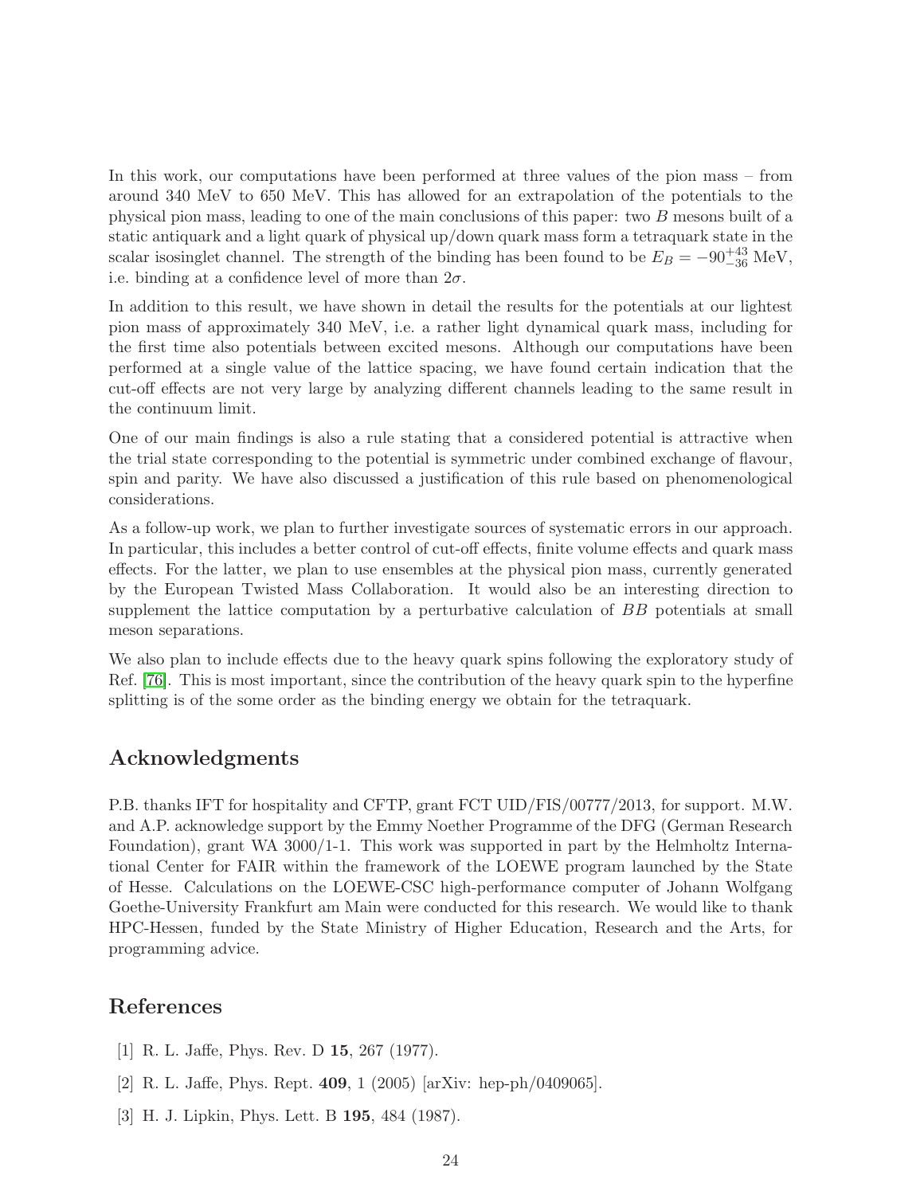In this work, our computations have been performed at three values of the pion mass – from around 340 MeV to 650 MeV. This has allowed for an extrapolation of the potentials to the physical pion mass, leading to one of the main conclusions of this paper: two $B$ mesons built of a static antiquark and a light quark of physical up/down quark mass form a tetraquark state in the scalar isosinglet channel. The strength of the binding has been found to be $E_B = -90^{+43}_{-36}$ MeV, i.e. binding at a confidence level of more than $2\sigma$.

In addition to this result, we have shown in detail the results for the potentials at our lightest pion mass of approximately 340 MeV, i.e. a rather light dynamical quark mass, including for the first time also potentials between excited mesons. Although our computations have been performed at a single value of the lattice spacing, we have found certain indication that the cut-off effects are not very large by analyzing different channels leading to the same result in the continuum limit.

One of our main findings is also a rule stating that a considered potential is attractive when the trial state corresponding to the potential is symmetric under combined exchange of flavour, spin and parity. We have also discussed a justification of this rule based on phenomenological considerations.

As a follow-up work, we plan to further investigate sources of systematic errors in our approach. In particular, this includes a better control of cut-off effects, finite volume effects and quark mass effects. For the latter, we plan to use ensembles at the physical pion mass, currently generated by the European Twisted Mass Collaboration. It would also be an interesting direction to supplement the lattice computation by a perturbative calculation of $BB$ potentials at small meson separations.

We also plan to include effects due to the heavy quark spins following the exploratory study of Ref. [76]. This is most important, since the contribution of the heavy quark spin to the hyperfine splitting is of the some order as the binding energy we obtain for the tetraquark.

## Acknowledgments

P.B. thanks IFT for hospitality and CFTP, grant FCT UID/FIS/00777/2013, for support. M.W. and A.P. acknowledge support by the Emmy Noether Programme of the DFG (German Research Foundation), grant WA 3000/1-1. This work was supported in part by the Helmholtz International Center for FAIR within the framework of the LOEWE program launched by the State of Hesse. Calculations on the LOEWE-CSC high-performance computer of Johann Wolfgang Goethe-University Frankfurt am Main were conducted for this research. We would like to thank HPC-Hessen, funded by the State Ministry of Higher Education, Research and the Arts, for programming advice.

## References

[1] R. L. Jaffe, Phys. Rev. D **15**, 267 (1977).

[2] R. L. Jaffe, Phys. Rept. **409**, 1 (2005) [arXiv: hep-ph/0409065].

[3] H. J. Lipkin, Phys. Lett. B **195**, 484 (1987).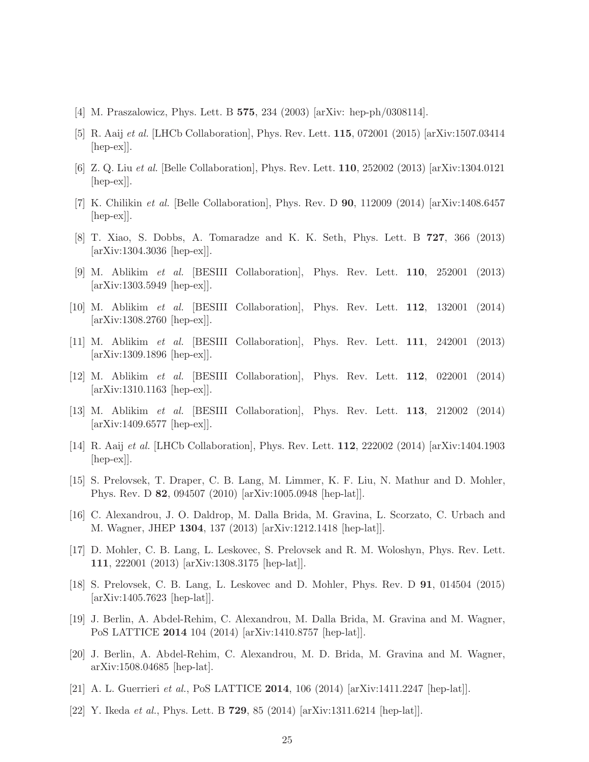[4] M. Praszalowicz, Phys. Lett. B **575**, 234 (2003) [arXiv: hep-ph/0308114].

[5] R. Aaij *et al.* [LHCb Collaboration], Phys. Rev. Lett. **115**, 072001 (2015) [arXiv:1507.03414 [hep-ex]].

[6] Z. Q. Liu *et al.* [Belle Collaboration], Phys. Rev. Lett. **110**, 252002 (2013) [arXiv:1304.0121 [hep-ex]].

[7] K. Chilikin *et al.* [Belle Collaboration], Phys. Rev. D **90**, 112009 (2014) [arXiv:1408.6457 [hep-ex]].

[8] T. Xiao, S. Dobbs, A. Tomaradze and K. K. Seth, Phys. Lett. B **727**, 366 (2013) [arXiv:1304.3036 [hep-ex]].

[9] M. Ablikim *et al.* [BESIII Collaboration], Phys. Rev. Lett. **110**, 252001 (2013) [arXiv:1303.5949 [hep-ex]].

[10] M. Ablikim *et al.* [BESIII Collaboration], Phys. Rev. Lett. **112**, 132001 (2014) [arXiv:1308.2760 [hep-ex]].

[11] M. Ablikim *et al.* [BESIII Collaboration], Phys. Rev. Lett. **111**, 242001 (2013) [arXiv:1309.1896 [hep-ex]].

[12] M. Ablikim *et al.* [BESIII Collaboration], Phys. Rev. Lett. **112**, 022001 (2014) [arXiv:1310.1163 [hep-ex]].

[13] M. Ablikim *et al.* [BESIII Collaboration], Phys. Rev. Lett. **113**, 212002 (2014) [arXiv:1409.6577 [hep-ex]].

[14] R. Aaij *et al.* [LHCb Collaboration], Phys. Rev. Lett. **112**, 222002 (2014) [arXiv:1404.1903 [hep-ex]].

[15] S. Prelovsek, T. Draper, C. B. Lang, M. Limmer, K. F. Liu, N. Mathur and D. Mohler, Phys. Rev. D **82**, 094507 (2010) [arXiv:1005.0948 [hep-lat]].

[16] C. Alexandrou, J. O. Daldrop, M. Dalla Brida, M. Gravina, L. Scorzato, C. Urbach and M. Wagner, JHEP **1304**, 137 (2013) [arXiv:1212.1418 [hep-lat]].

[17] D. Mohler, C. B. Lang, L. Leskovec, S. Prelovsek and R. M. Woloshyn, Phys. Rev. Lett. **111**, 222001 (2013) [arXiv:1308.3175 [hep-lat]].

[18] S. Prelovsek, C. B. Lang, L. Leskovec and D. Mohler, Phys. Rev. D **91**, 014504 (2015) [arXiv:1405.7623 [hep-lat]].

[19] J. Berlin, A. Abdel-Rehim, C. Alexandrou, M. Dalla Brida, M. Gravina and M. Wagner, PoS LATTICE **2014** 104 (2014) [arXiv:1410.8757 [hep-lat]].

[20] J. Berlin, A. Abdel-Rehim, C. Alexandrou, M. D. Brida, M. Gravina and M. Wagner, arXiv:1508.04685 [hep-lat].

[21] A. L. Guerrieri *et al.*, PoS LATTICE **2014**, 106 (2014) [arXiv:1411.2247 [hep-lat]].

[22] Y. Ikeda *et al.*, Phys. Lett. B **729**, 85 (2014) [arXiv:1311.6214 [hep-lat]].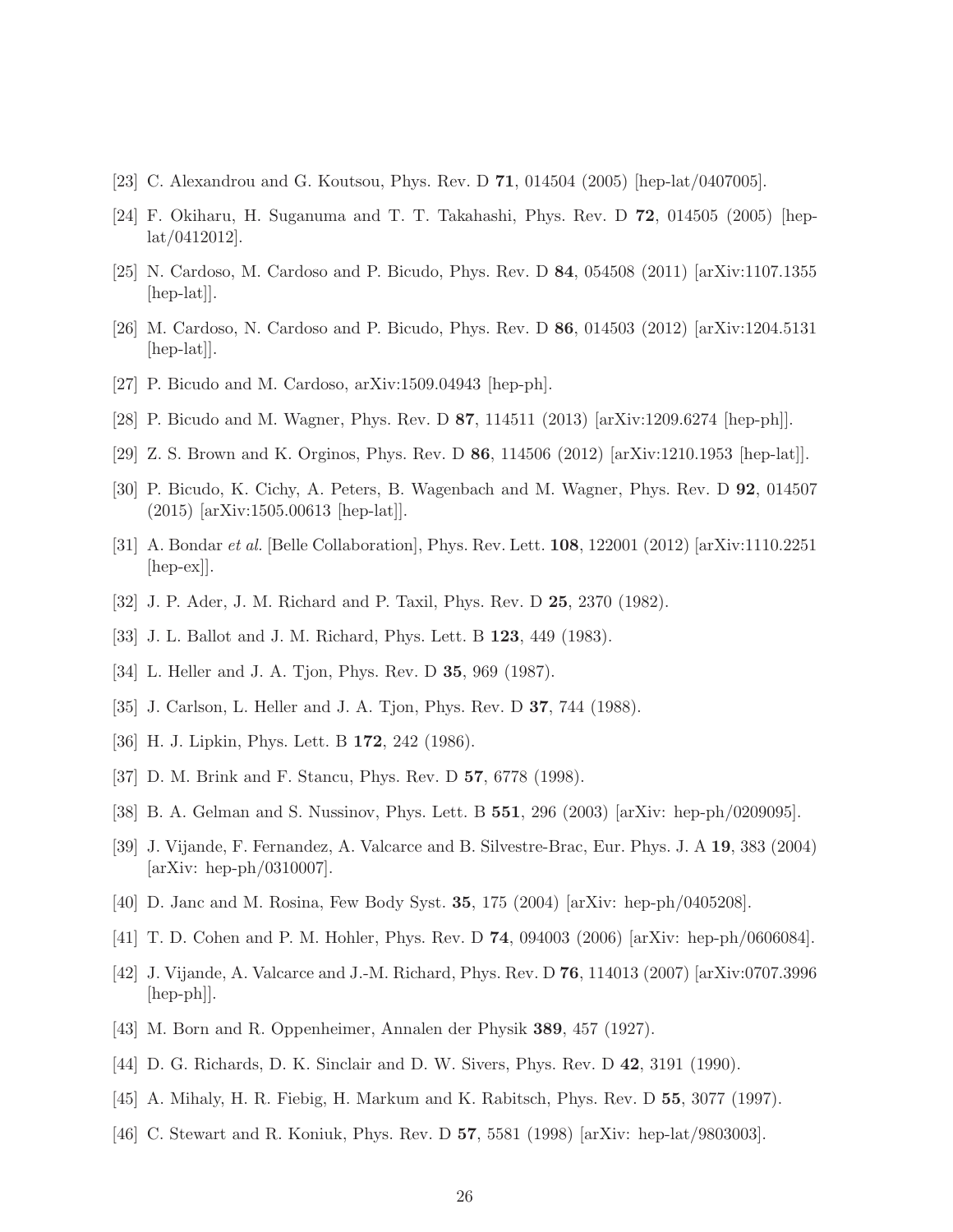[23] C. Alexandrou and G. Koutsou, Phys. Rev. D **71**, 014504 (2005) [hep-lat/0407005].

[24] F. Okiharu, H. Suganuma and T. T. Takahashi, Phys. Rev. D **72**, 014505 (2005) [hep-lat/0412012].

[25] N. Cardoso, M. Cardoso and P. Bicudo, Phys. Rev. D **84**, 054508 (2011) [arXiv:1107.1355 [hep-lat]].

[26] M. Cardoso, N. Cardoso and P. Bicudo, Phys. Rev. D **86**, 014503 (2012) [arXiv:1204.5131 [hep-lat]].

[27] P. Bicudo and M. Cardoso, arXiv:1509.04943 [hep-ph].

[28] P. Bicudo and M. Wagner, Phys. Rev. D **87**, 114511 (2013) [arXiv:1209.6274 [hep-ph]].

[29] Z. S. Brown and K. Orginos, Phys. Rev. D **86**, 114506 (2012) [arXiv:1210.1953 [hep-lat]].

[30] P. Bicudo, K. Cichy, A. Peters, B. Wagenbach and M. Wagner, Phys. Rev. D **92**, 014507 (2015) [arXiv:1505.00613 [hep-lat]].

[31] A. Bondar *et al.* [Belle Collaboration], Phys. Rev. Lett. **108**, 122001 (2012) [arXiv:1110.2251 [hep-ex]].

[32] J. P. Ader, J. M. Richard and P. Taxil, Phys. Rev. D **25**, 2370 (1982).

[33] J. L. Ballot and J. M. Richard, Phys. Lett. B **123**, 449 (1983).

[34] L. Heller and J. A. Tjon, Phys. Rev. D **35**, 969 (1987).

[35] J. Carlson, L. Heller and J. A. Tjon, Phys. Rev. D **37**, 744 (1988).

[36] H. J. Lipkin, Phys. Lett. B **172**, 242 (1986).

[37] D. M. Brink and F. Stancu, Phys. Rev. D **57**, 6778 (1998).

[38] B. A. Gelman and S. Nussinov, Phys. Lett. B **551**, 296 (2003) [arXiv: hep-ph/0209095].

[39] J. Vijande, F. Fernandez, A. Valcarce and B. Silvestre-Brac, Eur. Phys. J. A **19**, 383 (2004) [arXiv: hep-ph/0310007].

[40] D. Janc and M. Rosina, Few Body Syst. **35**, 175 (2004) [arXiv: hep-ph/0405208].

[41] T. D. Cohen and P. M. Hohler, Phys. Rev. D **74**, 094003 (2006) [arXiv: hep-ph/0606084].

[42] J. Vijande, A. Valcarce and J.-M. Richard, Phys. Rev. D **76**, 114013 (2007) [arXiv:0707.3996 [hep-ph]].

[43] M. Born and R. Oppenheimer, Annalen der Physik **389**, 457 (1927).

[44] D. G. Richards, D. K. Sinclair and D. W. Sivers, Phys. Rev. D **42**, 3191 (1990).

[45] A. Mihaly, H. R. Fiebig, H. Markum and K. Rabitsch, Phys. Rev. D **55**, 3077 (1997).

[46] C. Stewart and R. Koniuk, Phys. Rev. D **57**, 5581 (1998) [arXiv: hep-lat/9803003].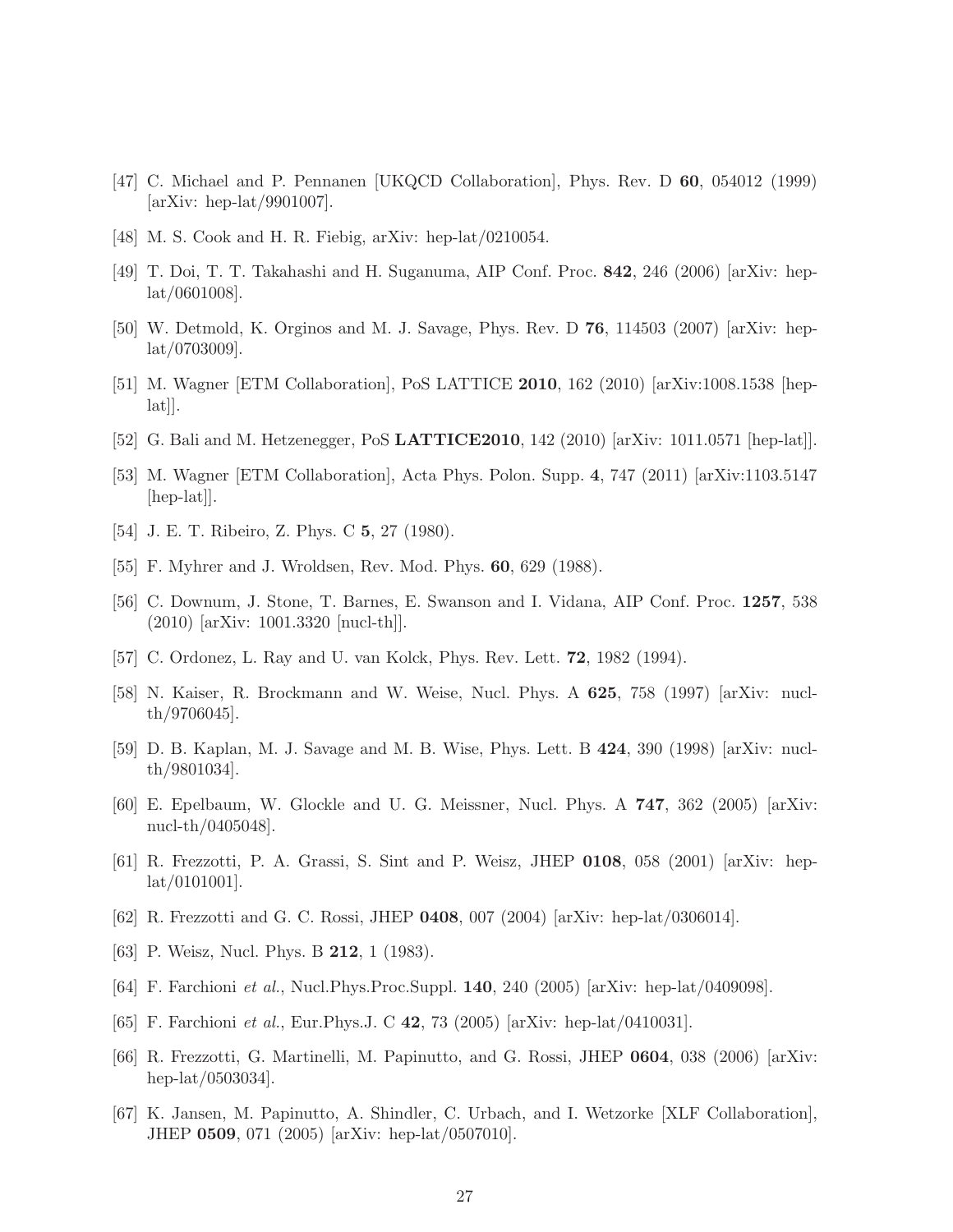[47] C. Michael and P. Pennanen [UKQCD Collaboration], Phys. Rev. D **60**, 054012 (1999) [arXiv: hep-lat/9901007].

[48] M. S. Cook and H. R. Fiebig, arXiv: hep-lat/0210054.

[49] T. Doi, T. T. Takahashi and H. Suganuma, AIP Conf. Proc. **842**, 246 (2006) [arXiv: hep-lat/0601008].

[50] W. Detmold, K. Orginos and M. J. Savage, Phys. Rev. D **76**, 114503 (2007) [arXiv: hep-lat/0703009].

[51] M. Wagner [ETM Collaboration], PoS LATTICE **2010**, 162 (2010) [arXiv:1008.1538 [hep-lat]].

[52] G. Bali and M. Hetzenegger, PoS **LATTICE2010**, 142 (2010) [arXiv: 1011.0571 [hep-lat]].

[53] M. Wagner [ETM Collaboration], Acta Phys. Polon. Supp. **4**, 747 (2011) [arXiv:1103.5147 [hep-lat]].

[54] J. E. T. Ribeiro, Z. Phys. C **5**, 27 (1980).

[55] F. Myhrer and J. Wroldsen, Rev. Mod. Phys. **60**, 629 (1988).

[56] C. Downum, J. Stone, T. Barnes, E. Swanson and I. Vidana, AIP Conf. Proc. **1257**, 538 (2010) [arXiv: 1001.3320 [nucl-th]].

[57] C. Ordonez, L. Ray and U. van Kolck, Phys. Rev. Lett. **72**, 1982 (1994).

[58] N. Kaiser, R. Brockmann and W. Weise, Nucl. Phys. A **625**, 758 (1997) [arXiv: nucl-th/9706045].

[59] D. B. Kaplan, M. J. Savage and M. B. Wise, Phys. Lett. B **424**, 390 (1998) [arXiv: nucl-th/9801034].

[60] E. Epelbaum, W. Glockle and U. G. Meissner, Nucl. Phys. A **747**, 362 (2005) [arXiv: nucl-th/0405048].

[61] R. Frezzotti, P. A. Grassi, S. Sint and P. Weisz, JHEP **0108**, 058 (2001) [arXiv: hep-lat/0101001].

[62] R. Frezzotti and G. C. Rossi, JHEP **0408**, 007 (2004) [arXiv: hep-lat/0306014].

[63] P. Weisz, Nucl. Phys. B **212**, 1 (1983).

[64] F. Farchioni *et al.*, Nucl.Phys.Proc.Suppl. **140**, 240 (2005) [arXiv: hep-lat/0409098].

[65] F. Farchioni *et al.*, Eur.Phys.J. C **42**, 73 (2005) [arXiv: hep-lat/0410031].

[66] R. Frezzotti, G. Martinelli, M. Papinutto, and G. Rossi, JHEP **0604**, 038 (2006) [arXiv: hep-lat/0503034].

[67] K. Jansen, M. Papinutto, A. Shindler, C. Urbach, and I. Wetzorke [XLF Collaboration], JHEP **0509**, 071 (2005) [arXiv: hep-lat/0507010].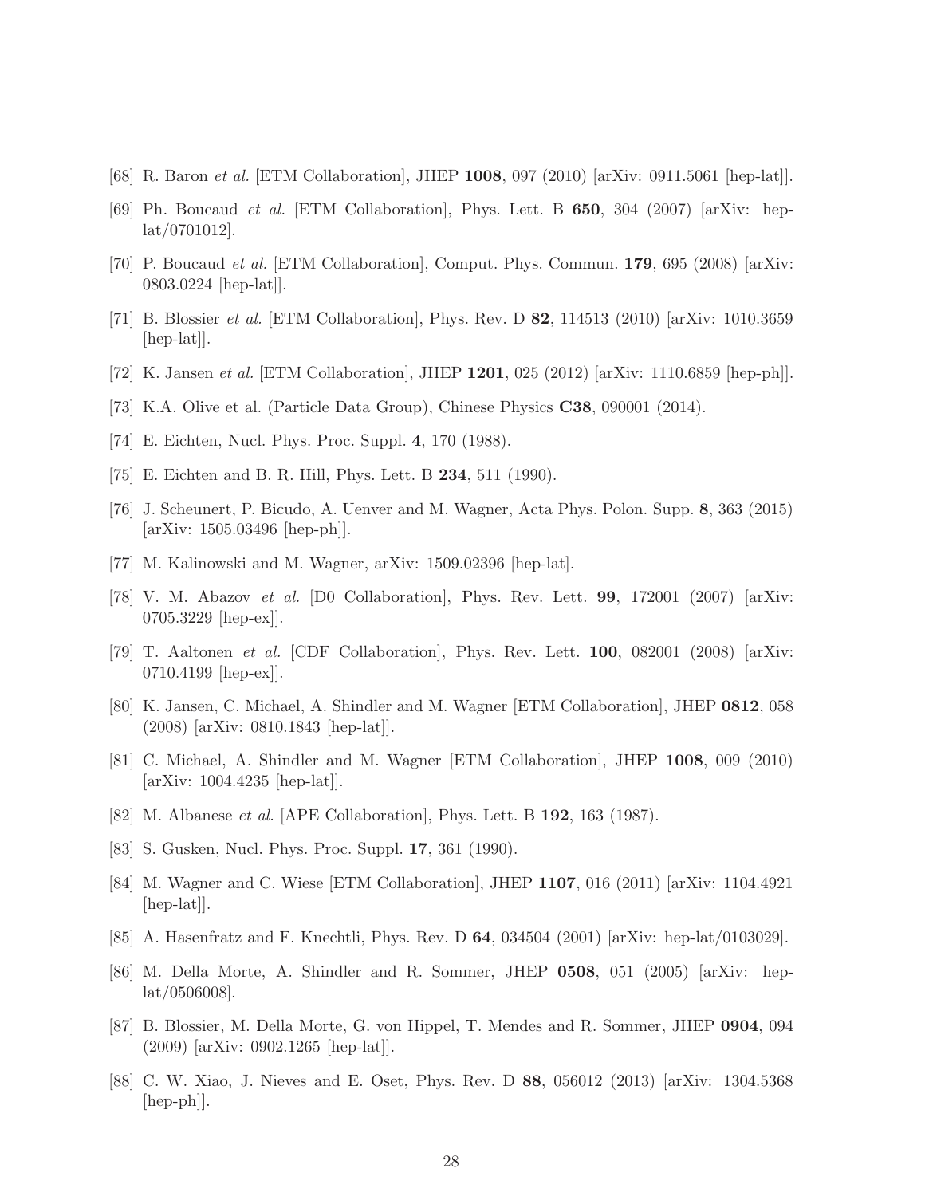[68] R. Baron *et al.* [ETM Collaboration], JHEP **1008**, 097 (2010) [arXiv: 0911.5061 [hep-lat]].

[69] Ph. Boucaud *et al.* [ETM Collaboration], Phys. Lett. B **650**, 304 (2007) [arXiv: hep-lat/0701012].

[70] P. Boucaud *et al.* [ETM Collaboration], Comput. Phys. Commun. **179**, 695 (2008) [arXiv: 0803.0224 [hep-lat]].

[71] B. Blossier *et al.* [ETM Collaboration], Phys. Rev. D **82**, 114513 (2010) [arXiv: 1010.3659 [hep-lat]].

[72] K. Jansen *et al.* [ETM Collaboration], JHEP **1201**, 025 (2012) [arXiv: 1110.6859 [hep-ph]].

[73] K.A. Olive et al. (Particle Data Group), Chinese Physics **C38**, 090001 (2014).

[74] E. Eichten, Nucl. Phys. Proc. Suppl. **4**, 170 (1988).

[75] E. Eichten and B. R. Hill, Phys. Lett. B **234**, 511 (1990).

[76] J. Scheunert, P. Bicudo, A. Uenver and M. Wagner, Acta Phys. Polon. Supp. **8**, 363 (2015) [arXiv: 1505.03496 [hep-ph]].

[77] M. Kalinowski and M. Wagner, arXiv: 1509.02396 [hep-lat].

[78] V. M. Abazov *et al.* [D0 Collaboration], Phys. Rev. Lett. **99**, 172001 (2007) [arXiv: 0705.3229 [hep-ex]].

[79] T. Aaltonen *et al.* [CDF Collaboration], Phys. Rev. Lett. **100**, 082001 (2008) [arXiv: 0710.4199 [hep-ex]].

[80] K. Jansen, C. Michael, A. Shindler and M. Wagner [ETM Collaboration], JHEP **0812**, 058 (2008) [arXiv: 0810.1843 [hep-lat]].

[81] C. Michael, A. Shindler and M. Wagner [ETM Collaboration], JHEP **1008**, 009 (2010) [arXiv: 1004.4235 [hep-lat]].

[82] M. Albanese *et al.* [APE Collaboration], Phys. Lett. B **192**, 163 (1987).

[83] S. Gusken, Nucl. Phys. Proc. Suppl. **17**, 361 (1990).

[84] M. Wagner and C. Wiese [ETM Collaboration], JHEP **1107**, 016 (2011) [arXiv: 1104.4921 [hep-lat]].

[85] A. Hasenfratz and F. Knechtli, Phys. Rev. D **64**, 034504 (2001) [arXiv: hep-lat/0103029].

[86] M. Della Morte, A. Shindler and R. Sommer, JHEP **0508**, 051 (2005) [arXiv: hep-lat/0506008].

[87] B. Blossier, M. Della Morte, G. von Hippel, T. Mendes and R. Sommer, JHEP **0904**, 094 (2009) [arXiv: 0902.1265 [hep-lat]].

[88] C. W. Xiao, J. Nieves and E. Oset, Phys. Rev. D **88**, 056012 (2013) [arXiv: 1304.5368 [hep-ph]].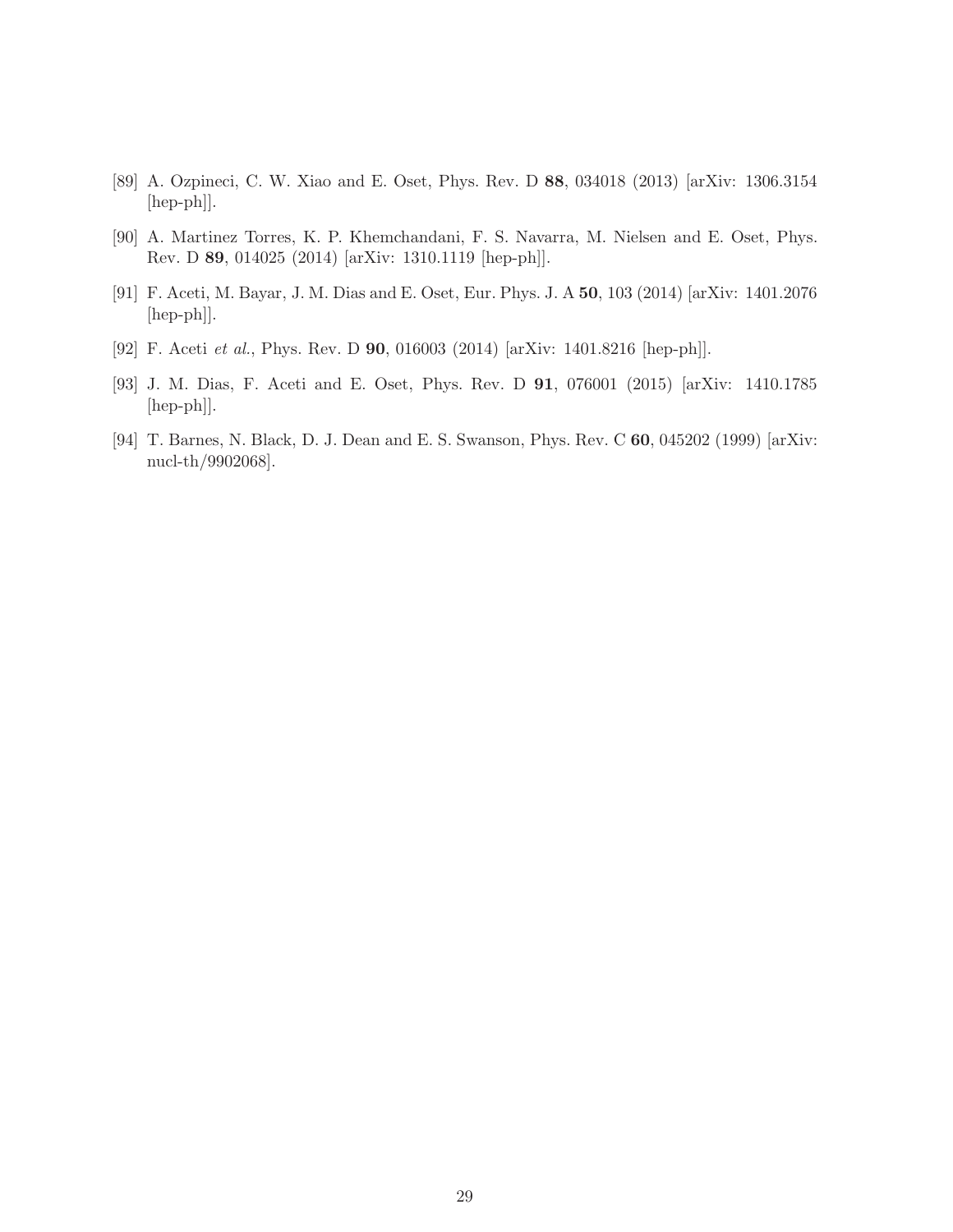[89] A. Ozpineci, C. W. Xiao and E. Oset, Phys. Rev. D **88**, 034018 (2013) [arXiv: 1306.3154 [hep-ph]].

[90] A. Martinez Torres, K. P. Khemchandani, F. S. Navarra, M. Nielsen and E. Oset, Phys. Rev. D **89**, 014025 (2014) [arXiv: 1310.1119 [hep-ph]].

[91] F. Aceti, M. Bayar, J. M. Dias and E. Oset, Eur. Phys. J. A **50**, 103 (2014) [arXiv: 1401.2076 [hep-ph]].

[92] F. Aceti *et al.*, Phys. Rev. D **90**, 016003 (2014) [arXiv: 1401.8216 [hep-ph]].

[93] J. M. Dias, F. Aceti and E. Oset, Phys. Rev. D **91**, 076001 (2015) [arXiv: 1410.1785 [hep-ph]].

[94] T. Barnes, N. Black, D. J. Dean and E. S. Swanson, Phys. Rev. C **60**, 045202 (1999) [arXiv: nucl-th/9902068].